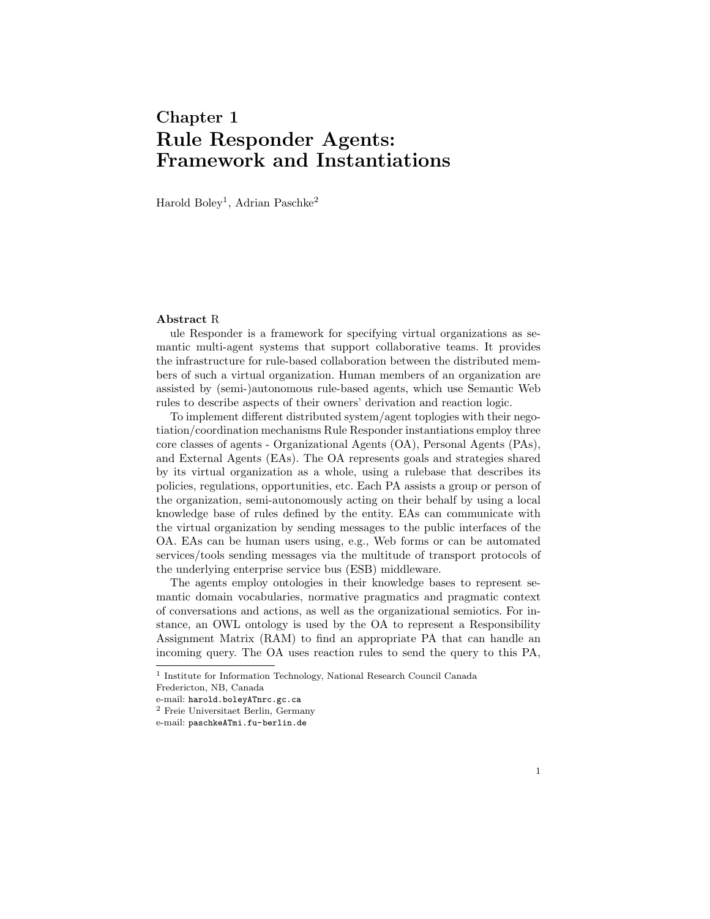# Chapter 1
# Rule Responder Agents: Framework and Instantiations

Harold Boley[1], Adrian Paschke[2]

**Abstract** R

ule Responder is a framework for specifying virtual organizations as semantic multi-agent systems that support collaborative teams. It provides the infrastructure for rule-based collaboration between the distributed members of such a virtual organization. Human members of an organization are assisted by (semi-)autonomous rule-based agents, which use Semantic Web rules to describe aspects of their owners' derivation and reaction logic.

To implement different distributed system/agent toplogies with their negotiation/coordination mechanisms Rule Responder instantiations employ three core classes of agents - Organizational Agents (OA), Personal Agents (PAs), and External Agents (EAs). The OA represents goals and strategies shared by its virtual organization as a whole, using a rulebase that describes its policies, regulations, opportunities, etc. Each PA assists a group or person of the organization, semi-autonomously acting on their behalf by using a local knowledge base of rules defined by the entity. EAs can communicate with the virtual organization by sending messages to the public interfaces of the OA. EAs can be human users using, e.g., Web forms or can be automated services/tools sending messages via the multitude of transport protocols of the underlying enterprise service bus (ESB) middleware.

The agents employ ontologies in their knowledge bases to represent semantic domain vocabularies, normative pragmatics and pragmatic context of conversations and actions, as well as the organizational semiotics. For instance, an OWL ontology is used by the OA to represent a Responsibility Assignment Matrix (RAM) to find an appropriate PA that can handle an incoming query. The OA uses reaction rules to send the query to this PA,

---

[1] Institute for Information Technology, National Research Council Canada
Fredericton, NB, Canada
e-mail: `harold.boleyATnrc.gc.ca`

[2] Freie Universitaet Berlin, Germany
e-mail: `paschkeATmi.fu-berlin.de`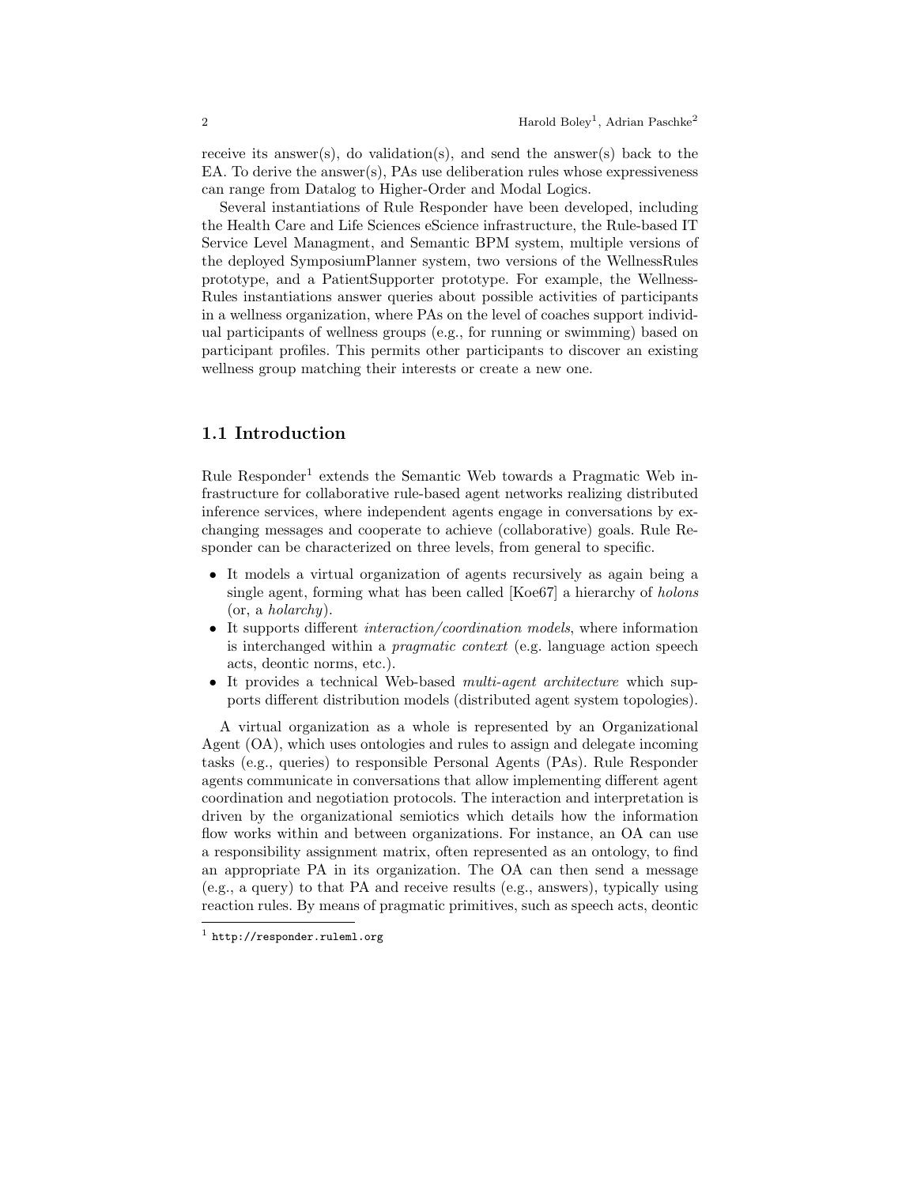receive its answer(s), do validation(s), and send the answer(s) back to the EA. To derive the answer(s), PAs use deliberation rules whose expressiveness can range from Datalog to Higher-Order and Modal Logics.

Several instantiations of Rule Responder have been developed, including the Health Care and Life Sciences eScience infrastructure, the Rule-based IT Service Level Managment, and Semantic BPM system, multiple versions of the deployed SymposiumPlanner system, two versions of the WellnessRules prototype, and a PatientSupporter prototype. For example, the Wellness-Rules instantiations answer queries about possible activities of participants in a wellness organization, where PAs on the level of coaches support individual participants of wellness groups (e.g., for running or swimming) based on participant profiles. This permits other participants to discover an existing wellness group matching their interests or create a new one.

## 1.1 Introduction

Rule Responder[1] extends the Semantic Web towards a Pragmatic Web infrastructure for collaborative rule-based agent networks realizing distributed inference services, where independent agents engage in conversations by exchanging messages and cooperate to achieve (collaborative) goals. Rule Responder can be characterized on three levels, from general to specific.

- It models a virtual organization of agents recursively as again being a single agent, forming what has been called [Koe67] a hierarchy of *holons* (or, a *holarchy*).
- It supports different *interaction/coordination models*, where information is interchanged within a *pragmatic context* (e.g. language action speech acts, deontic norms, etc.).
- It provides a technical Web-based *multi-agent architecture* which supports different distribution models (distributed agent system topologies).

A virtual organization as a whole is represented by an Organizational Agent (OA), which uses ontologies and rules to assign and delegate incoming tasks (e.g., queries) to responsible Personal Agents (PAs). Rule Responder agents communicate in conversations that allow implementing different agent coordination and negotiation protocols. The interaction and interpretation is driven by the organizational semiotics which details how the information flow works within and between organizations. For instance, an OA can use a responsibility assignment matrix, often represented as an ontology, to find an appropriate PA in its organization. The OA can then send a message (e.g., a query) to that PA and receive results (e.g., answers), typically using reaction rules. By means of pragmatic primitives, such as speech acts, deontic

[1] http://responder.ruleml.org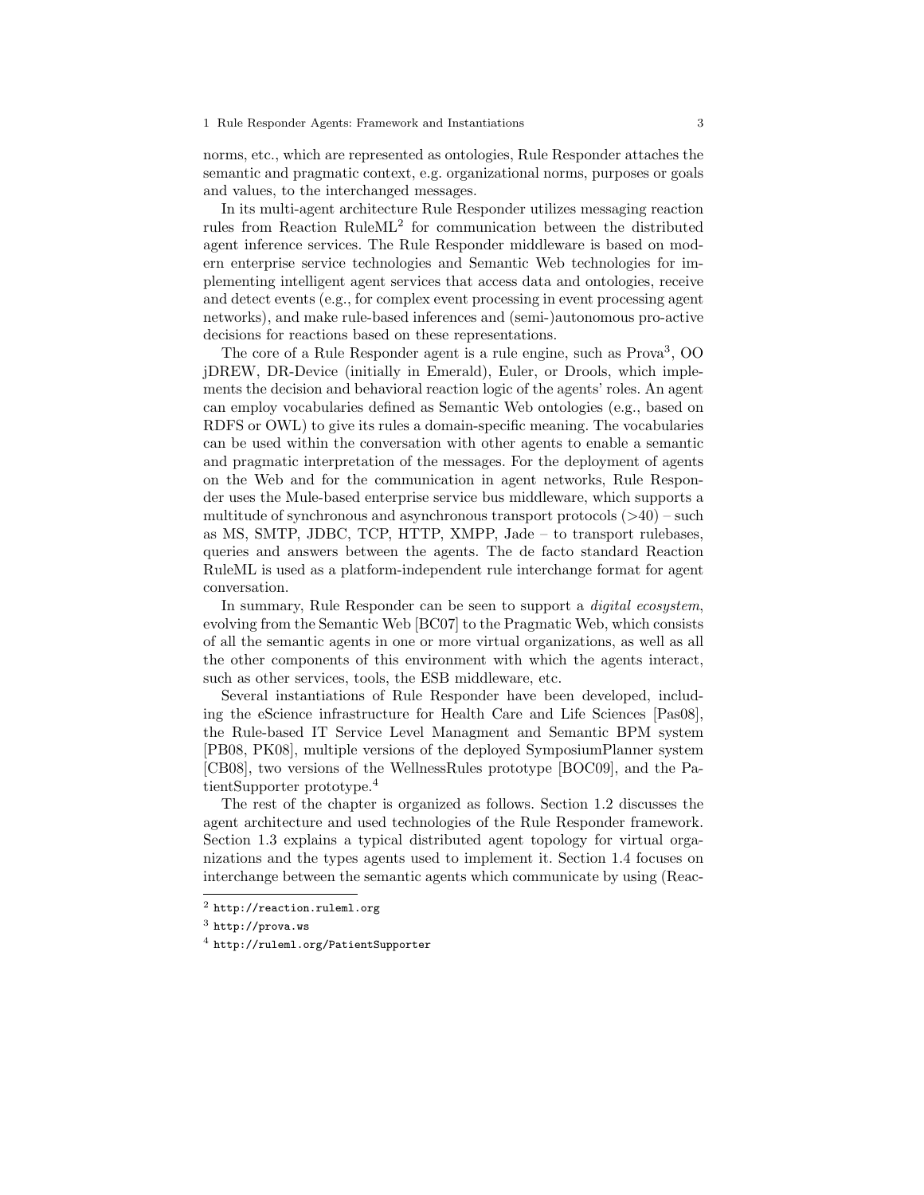norms, etc., which are represented as ontologies, Rule Responder attaches the semantic and pragmatic context, e.g. organizational norms, purposes or goals and values, to the interchanged messages.

In its multi-agent architecture Rule Responder utilizes messaging reaction rules from Reaction RuleML[2] for communication between the distributed agent inference services. The Rule Responder middleware is based on modern enterprise service technologies and Semantic Web technologies for implementing intelligent agent services that access data and ontologies, receive and detect events (e.g., for complex event processing in event processing agent networks), and make rule-based inferences and (semi-)autonomous pro-active decisions for reactions based on these representations.

The core of a Rule Responder agent is a rule engine, such as Prova[3], OO jDREW, DR-Device (initially in Emerald), Euler, or Drools, which implements the decision and behavioral reaction logic of the agents' roles. An agent can employ vocabularies defined as Semantic Web ontologies (e.g., based on RDFS or OWL) to give its rules a domain-specific meaning. The vocabularies can be used within the conversation with other agents to enable a semantic and pragmatic interpretation of the messages. For the deployment of agents on the Web and for the communication in agent networks, Rule Responder uses the Mule-based enterprise service bus middleware, which supports a multitude of synchronous and asynchronous transport protocols (>40) – such as MS, SMTP, JDBC, TCP, HTTP, XMPP, Jade – to transport rulebases, queries and answers between the agents. The de facto standard Reaction RuleML is used as a platform-independent rule interchange format for agent conversation.

In summary, Rule Responder can be seen to support a *digital ecosystem*, evolving from the Semantic Web [BC07] to the Pragmatic Web, which consists of all the semantic agents in one or more virtual organizations, as well as all the other components of this environment with which the agents interact, such as other services, tools, the ESB middleware, etc.

Several instantiations of Rule Responder have been developed, including the eScience infrastructure for Health Care and Life Sciences [Pas08], the Rule-based IT Service Level Managment and Semantic BPM system [PB08, PK08], multiple versions of the deployed SymposiumPlanner system [CB08], two versions of the WellnessRules prototype [BOC09], and the PatientSupporter prototype.[4]

The rest of the chapter is organized as follows. Section 1.2 discusses the agent architecture and used technologies of the Rule Responder framework. Section 1.3 explains a typical distributed agent topology for virtual organizations and the types agents used to implement it. Section 1.4 focuses on interchange between the semantic agents which communicate by using (Reac-

[2] http://reaction.ruleml.org

[3] http://prova.ws

[4] http://ruleml.org/PatientSupporter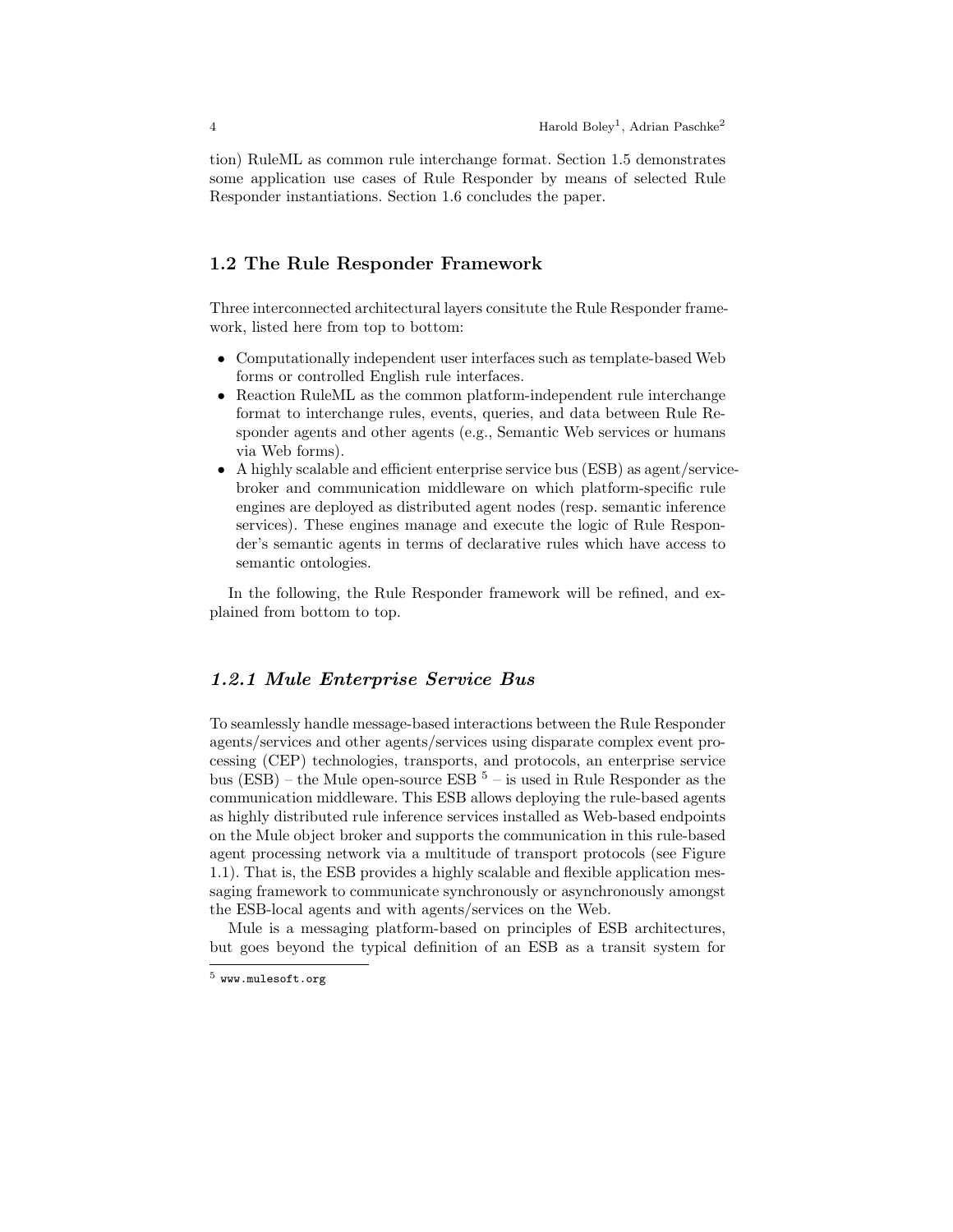tion) RuleML as common rule interchange format. Section 1.5 demonstrates some application use cases of Rule Responder by means of selected Rule Responder instantiations. Section 1.6 concludes the paper.

## 1.2 The Rule Responder Framework

Three interconnected architectural layers consitute the Rule Responder framework, listed here from top to bottom:

- Computationally independent user interfaces such as template-based Web forms or controlled English rule interfaces.
- Reaction RuleML as the common platform-independent rule interchange format to interchange rules, events, queries, and data between Rule Responder agents and other agents (e.g., Semantic Web services or humans via Web forms).
- A highly scalable and efficient enterprise service bus (ESB) as agent/service-broker and communication middleware on which platform-specific rule engines are deployed as distributed agent nodes (resp. semantic inference services). These engines manage and execute the logic of Rule Responder's semantic agents in terms of declarative rules which have access to semantic ontologies.

In the following, the Rule Responder framework will be refined, and explained from bottom to top.

### *1.2.1 Mule Enterprise Service Bus*

To seamlessly handle message-based interactions between the Rule Responder agents/services and other agents/services using disparate complex event processing (CEP) technologies, transports, and protocols, an enterprise service bus (ESB) – the Mule open-source ESB [5] – is used in Rule Responder as the communication middleware. This ESB allows deploying the rule-based agents as highly distributed rule inference services installed as Web-based endpoints on the Mule object broker and supports the communication in this rule-based agent processing network via a multitude of transport protocols (see Figure 1.1). That is, the ESB provides a highly scalable and flexible application messaging framework to communicate synchronously or asynchronously amongst the ESB-local agents and with agents/services on the Web.

Mule is a messaging platform-based on principles of ESB architectures, but goes beyond the typical definition of an ESB as a transit system for

[5] www.mulesoft.org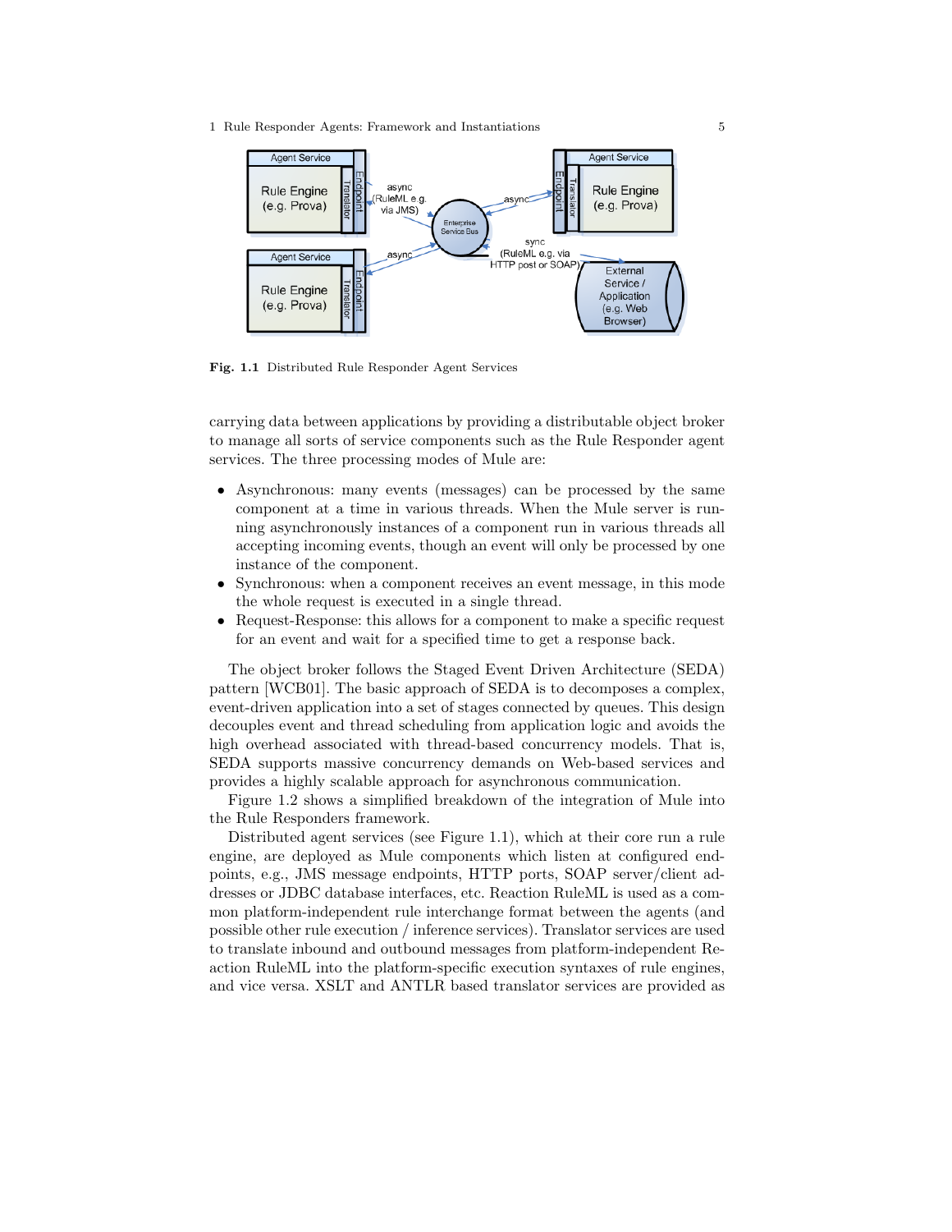Agent Service

Rule Engine (e.g. Prova)

Translator

Endpoint

async (RuleML e.g. via JMS)

Enterprise Service Bus

async

Agent Service

Rule Engine (e.g. Prova)

Translator

Endpoint

async

Agent Service

Rule Engine (e.g. Prova)

Translator

Endpoint

sync (RuleML e.g. via HTTP post or SOAP)

External Service / Application (e.g. Web Browser)

**Fig. 1.1** Distributed Rule Responder Agent Services

carrying data between applications by providing a distributable object broker to manage all sorts of service components such as the Rule Responder agent services. The three processing modes of Mule are:

- Asynchronous: many events (messages) can be processed by the same component at a time in various threads. When the Mule server is running asynchronously instances of a component run in various threads all accepting incoming events, though an event will only be processed by one instance of the component.
- Synchronous: when a component receives an event message, in this mode the whole request is executed in a single thread.
- Request-Response: this allows for a component to make a specific request for an event and wait for a specified time to get a response back.

The object broker follows the Staged Event Driven Architecture (SEDA) pattern [WCB01]. The basic approach of SEDA is to decomposes a complex, event-driven application into a set of stages connected by queues. This design decouples event and thread scheduling from application logic and avoids the high overhead associated with thread-based concurrency models. That is, SEDA supports massive concurrency demands on Web-based services and provides a highly scalable approach for asynchronous communication.

Figure 1.2 shows a simplified breakdown of the integration of Mule into the Rule Responders framework.

Distributed agent services (see Figure 1.1), which at their core run a rule engine, are deployed as Mule components which listen at configured endpoints, e.g., JMS message endpoints, HTTP ports, SOAP server/client addresses or JDBC database interfaces, etc. Reaction RuleML is used as a common platform-independent rule interchange format between the agents (and possible other rule execution / inference services). Translator services are used to translate inbound and outbound messages from platform-independent Reaction RuleML into the platform-specific execution syntaxes of rule engines, and vice versa. XSLT and ANTLR based translator services are provided as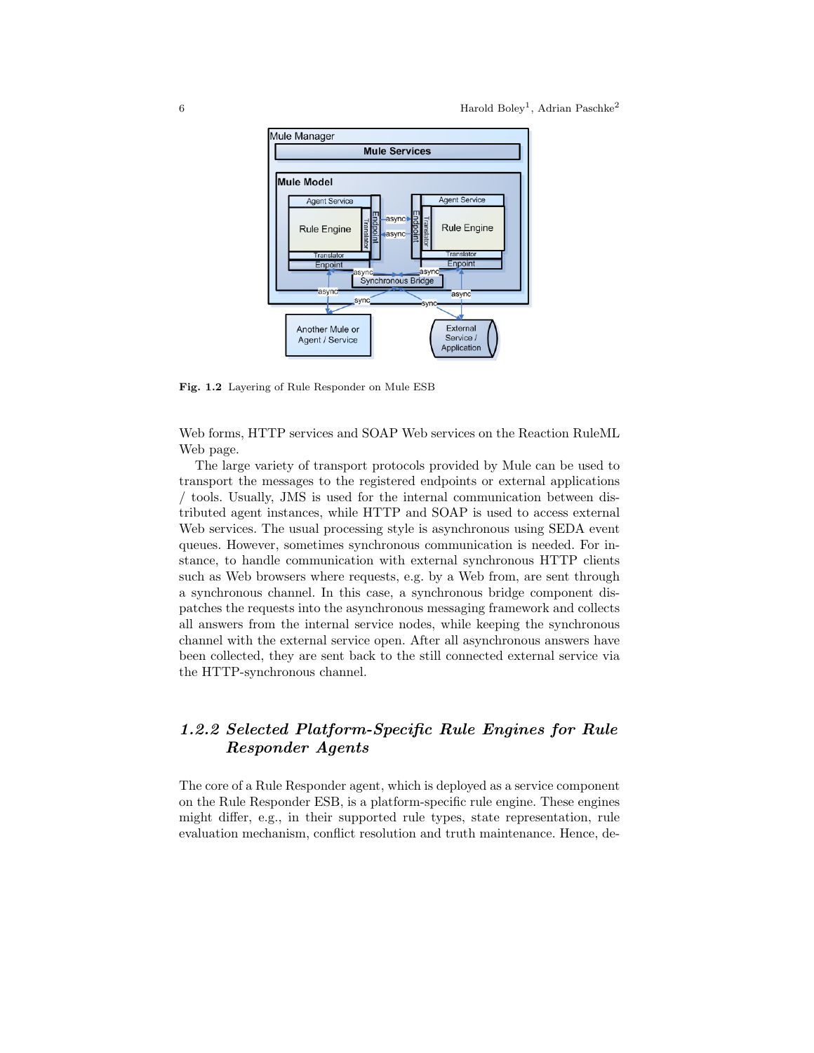Fig. 1.2 Layering of Rule Responder on Mule ESB

Web forms, HTTP services and SOAP Web services on the Reaction RuleML Web page.

The large variety of transport protocols provided by Mule can be used to transport the messages to the registered endpoints or external applications / tools. Usually, JMS is used for the internal communication between distributed agent instances, while HTTP and SOAP is used to access external Web services. The usual processing style is asynchronous using SEDA event queues. However, sometimes synchronous communication is needed. For instance, to handle communication with external synchronous HTTP clients such as Web browsers where requests, e.g. by a Web from, are sent through a synchronous channel. In this case, a synchronous bridge component dispatches the requests into the asynchronous messaging framework and collects all answers from the internal service nodes, while keeping the synchronous channel with the external service open. After all asynchronous answers have been collected, they are sent back to the still connected external service via the HTTP-synchronous channel.

### 1.2.2 Selected Platform-Specific Rule Engines for Rule Responder Agents

The core of a Rule Responder agent, which is deployed as a service component on the Rule Responder ESB, is a platform-specific rule engine. These engines might differ, e.g., in their supported rule types, state representation, rule evaluation mechanism, conflict resolution and truth maintenance. Hence, de-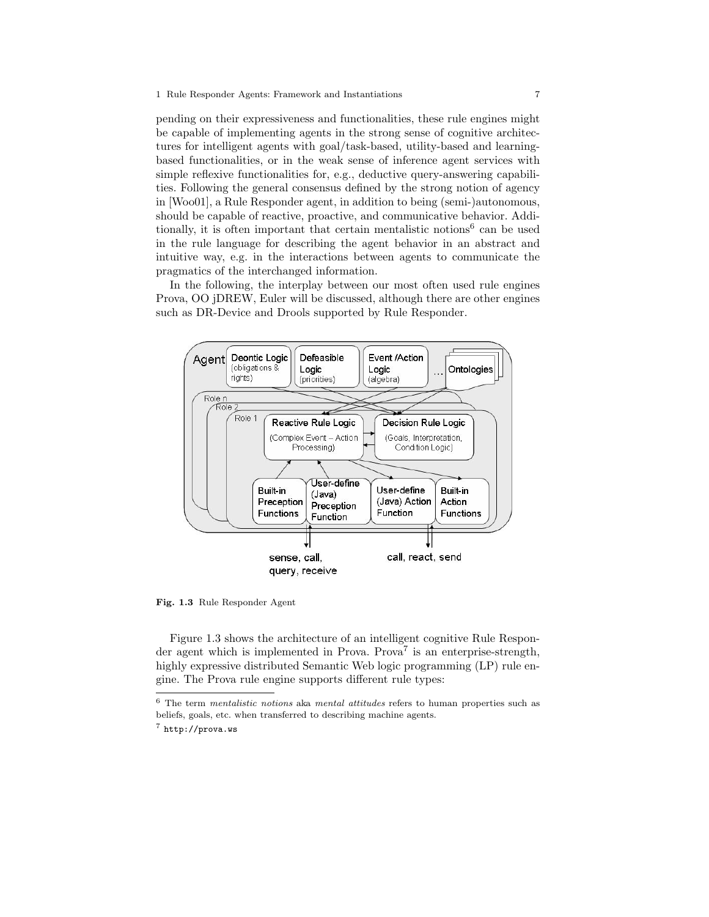pending on their expressiveness and functionalities, these rule engines might be capable of implementing agents in the strong sense of cognitive architectures for intelligent agents with goal/task-based, utility-based and learning-based functionalities, or in the weak sense of inference agent services with simple reflexive functionalities for, e.g., deductive query-answering capabilities. Following the general consensus defined by the strong notion of agency in [Woo01], a Rule Responder agent, in addition to being (semi-)autonomous, should be capable of reactive, proactive, and communicative behavior. Additionally, it is often important that certain mentalistic notions[6] can be used in the rule language for describing the agent behavior in an abstract and intuitive way, e.g. in the interactions between agents to communicate the pragmatics of the interchanged information.

In the following, the interplay between our most often used rule engines Prova, OO jDREW, Euler will be discussed, although there are other engines such as DR-Device and Drools supported by Rule Responder.

**Fig. 1.3** Rule Responder Agent

Figure 1.3 shows the architecture of an intelligent cognitive Rule Responder agent which is implemented in Prova. Prova[7] is an enterprise-strength, highly expressive distributed Semantic Web logic programming (LP) rule engine. The Prova rule engine supports different rule types:

---

[6] The term *mentalistic notions* aka *mental attitudes* refers to human properties such as beliefs, goals, etc. when transferred to describing machine agents.

[7] `http://prova.ws`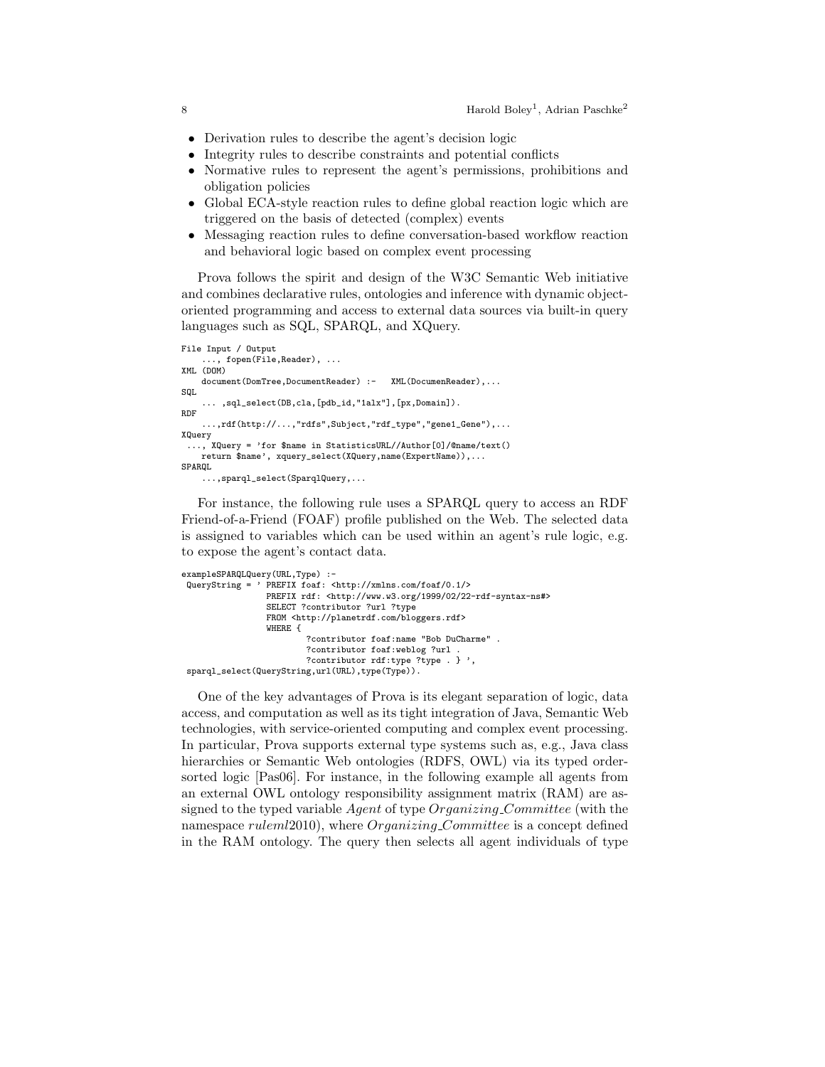- Derivation rules to describe the agent's decision logic
- Integrity rules to describe constraints and potential conflicts
- Normative rules to represent the agent's permissions, prohibitions and obligation policies
- Global ECA-style reaction rules to define global reaction logic which are triggered on the basis of detected (complex) events
- Messaging reaction rules to define conversation-based workflow reaction and behavioral logic based on complex event processing

Prova follows the spirit and design of the W3C Semantic Web initiative and combines declarative rules, ontologies and inference with dynamic object-oriented programming and access to external data sources via built-in query languages such as SQL, SPARQL, and XQuery.

```
File Input / Output
    ..., fopen(File,Reader), ...
XML (DOM)
    document(DomTree,DocumentReader) :-   XML(DocumenReader),...
SQL
    ... ,sql_select(DB,cla,[pdb_id,"1alx"],[px,Domain]).
RDF
    ...,rdf(http://...,"rdfs",Subject,"rdf_type","gene1_Gene"),...
XQuery
 ..., XQuery = 'for $name in StatisticsURL//Author[0]/@name/text()
    return $name', xquery_select(XQuery,name(ExpertName)),...
SPARQL
    ...,sparql_select(SparqlQuery,...
```

For instance, the following rule uses a SPARQL query to access an RDF Friend-of-a-Friend (FOAF) profile published on the Web. The selected data is assigned to variables which can be used within an agent's rule logic, e.g. to expose the agent's contact data.

```
exampleSPARQLQuery(URL,Type) :-
 QueryString = ' PREFIX foaf: <http://xmlns.com/foaf/0.1/>
                PREFIX rdf: <http://www.w3.org/1999/02/22-rdf-syntax-ns#>
                SELECT ?contributor ?url ?type
                FROM <http://planetrdf.com/bloggers.rdf>
                WHERE {
                        ?contributor foaf:name "Bob DuCharme" .
                        ?contributor foaf:weblog ?url .
                        ?contributor rdf:type ?type . } ',
 sparql_select(QueryString,url(URL),type(Type)).
```

One of the key advantages of Prova is its elegant separation of logic, data access, and computation as well as its tight integration of Java, Semantic Web technologies, with service-oriented computing and complex event processing. In particular, Prova supports external type systems such as, e.g., Java class hierarchies or Semantic Web ontologies (RDFS, OWL) via its typed order-sorted logic [Pas06]. For instance, in the following example all agents from an external OWL ontology responsibility assignment matrix (RAM) are assigned to the typed variable *Agent* of type *Organizing_Committee* (with the namespace *ruleml*2010), where *Organizing_Committee* is a concept defined in the RAM ontology. The query then selects all agent individuals of type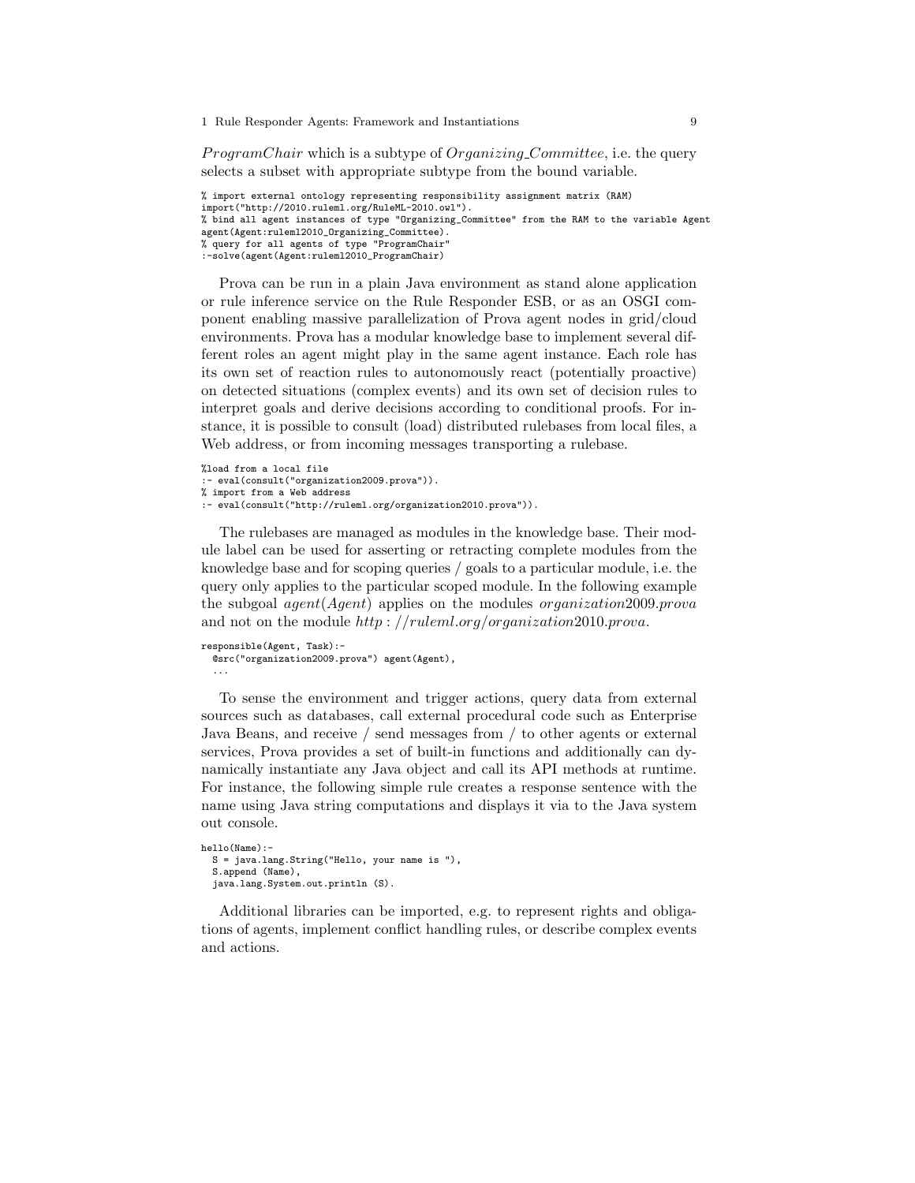*ProgramChair* which is a subtype of *Organizing_Committee*, i.e. the query selects a subset with appropriate subtype from the bound variable.

```
% import external ontology representing responsibility assignment matrix (RAM)
import("http://2010.ruleml.org/RuleML-2010.owl").
% bind all agent instances of type "Organizing_Committee" from the RAM to the variable Agent
agent(Agent:ruleml2010_Organizing_Committee).
% query for all agents of type "ProgramChair"
:-solve(agent(Agent:ruleml2010_ProgramChair)
```

Prova can be run in a plain Java environment as stand alone application or rule inference service on the Rule Responder ESB, or as an OSGI component enabling massive parallelization of Prova agent nodes in grid/cloud environments. Prova has a modular knowledge base to implement several different roles an agent might play in the same agent instance. Each role has its own set of reaction rules to autonomously react (potentially proactive) on detected situations (complex events) and its own set of decision rules to interpret goals and derive decisions according to conditional proofs. For instance, it is possible to consult (load) distributed rulebases from local files, a Web address, or from incoming messages transporting a rulebase.

```
%load from a local file
:- eval(consult("organization2009.prova")).
% import from a Web address
:- eval(consult("http://ruleml.org/organization2010.prova")).
```

The rulebases are managed as modules in the knowledge base. Their module label can be used for asserting or retracting complete modules from the knowledge base and for scoping queries / goals to a particular module, i.e. the query only applies to the particular scoped module. In the following example the subgoal *agent*(*Agent*) applies on the modules *organization*2009.*prova* and not on the module *http* : //*ruleml.org*/*organization*2010.*prova*.

```
responsible(Agent, Task):-
  @src("organization2009.prova") agent(Agent),
  ...
```

To sense the environment and trigger actions, query data from external sources such as databases, call external procedural code such as Enterprise Java Beans, and receive / send messages from / to other agents or external services, Prova provides a set of built-in functions and additionally can dynamically instantiate any Java object and call its API methods at runtime. For instance, the following simple rule creates a response sentence with the name using Java string computations and displays it via to the Java system out console.

```
hello(Name):-
  S = java.lang.String("Hello, your name is "),
  S.append (Name),
  java.lang.System.out.println (S).
```

Additional libraries can be imported, e.g. to represent rights and obligations of agents, implement conflict handling rules, or describe complex events and actions.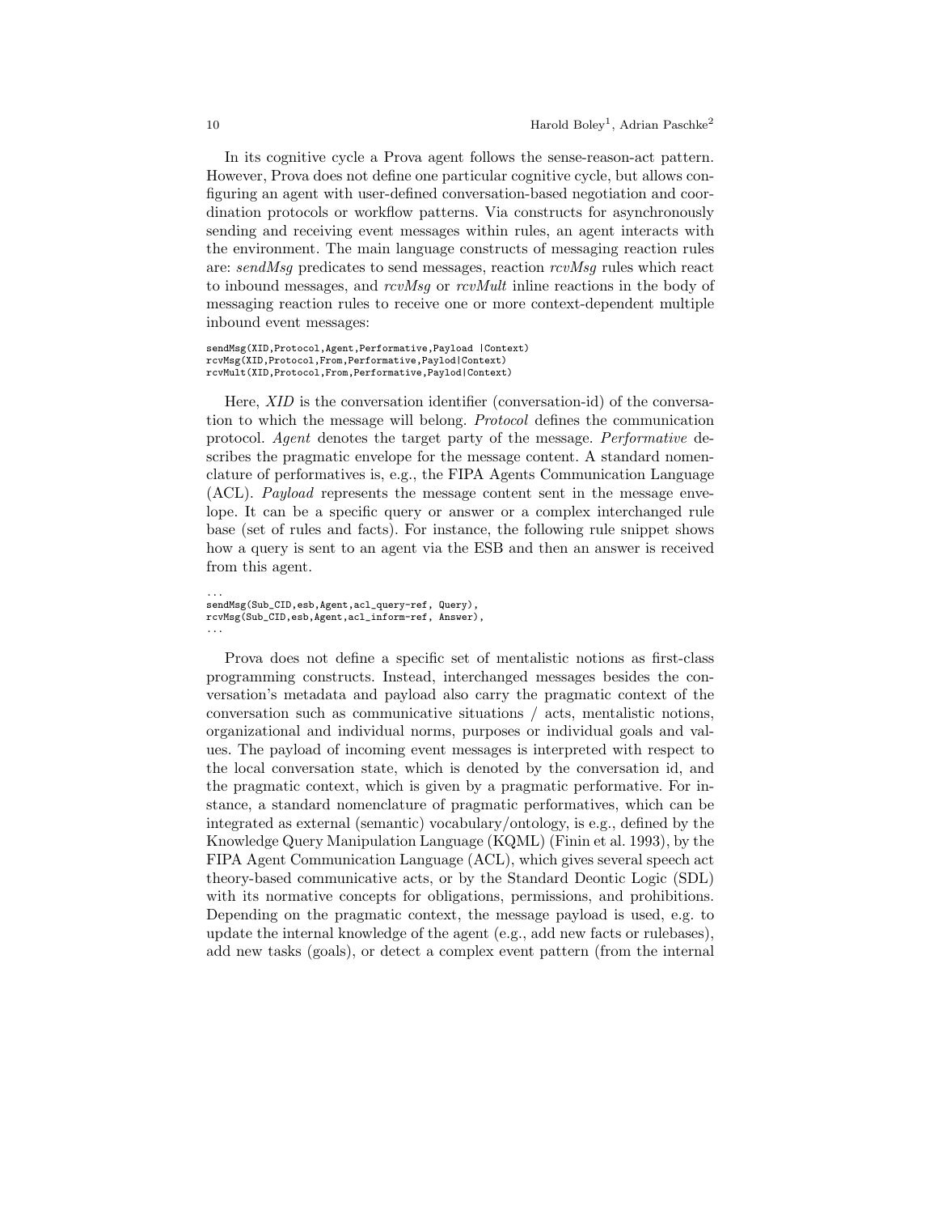In its cognitive cycle a Prova agent follows the sense-reason-act pattern. However, Prova does not define one particular cognitive cycle, but allows configuring an agent with user-defined conversation-based negotiation and coordination protocols or workflow patterns. Via constructs for asynchronously sending and receiving event messages within rules, an agent interacts with the environment. The main language constructs of messaging reaction rules are: *sendMsg* predicates to send messages, reaction *rcvMsg* rules which react to inbound messages, and *rcvMsg* or *rcvMult* inline reactions in the body of messaging reaction rules to receive one or more context-dependent multiple inbound event messages:

```
sendMsg(XID,Protocol,Agent,Performative,Payload |Context)
rcvMsg(XID,Protocol,From,Performative,Paylod|Context)
rcvMult(XID,Protocol,From,Performative,Paylod|Context)
```

Here, *XID* is the conversation identifier (conversation-id) of the conversation to which the message will belong. *Protocol* defines the communication protocol. *Agent* denotes the target party of the message. *Performative* describes the pragmatic envelope for the message content. A standard nomenclature of performatives is, e.g., the FIPA Agents Communication Language (ACL). *Payload* represents the message content sent in the message envelope. It can be a specific query or answer or a complex interchanged rule base (set of rules and facts). For instance, the following rule snippet shows how a query is sent to an agent via the ESB and then an answer is received from this agent.

```
...
sendMsg(Sub_CID,esb,Agent,acl_query-ref, Query),
rcvMsg(Sub_CID,esb,Agent,acl_inform-ref, Answer),
...
```

Prova does not define a specific set of mentalistic notions as first-class programming constructs. Instead, interchanged messages besides the conversation's metadata and payload also carry the pragmatic context of the conversation such as communicative situations / acts, mentalistic notions, organizational and individual norms, purposes or individual goals and values. The payload of incoming event messages is interpreted with respect to the local conversation state, which is denoted by the conversation id, and the pragmatic context, which is given by a pragmatic performative. For instance, a standard nomenclature of pragmatic performatives, which can be integrated as external (semantic) vocabulary/ontology, is e.g., defined by the Knowledge Query Manipulation Language (KQML) (Finin et al. 1993), by the FIPA Agent Communication Language (ACL), which gives several speech act theory-based communicative acts, or by the Standard Deontic Logic (SDL) with its normative concepts for obligations, permissions, and prohibitions. Depending on the pragmatic context, the message payload is used, e.g. to update the internal knowledge of the agent (e.g., add new facts or rulebases), add new tasks (goals), or detect a complex event pattern (from the internal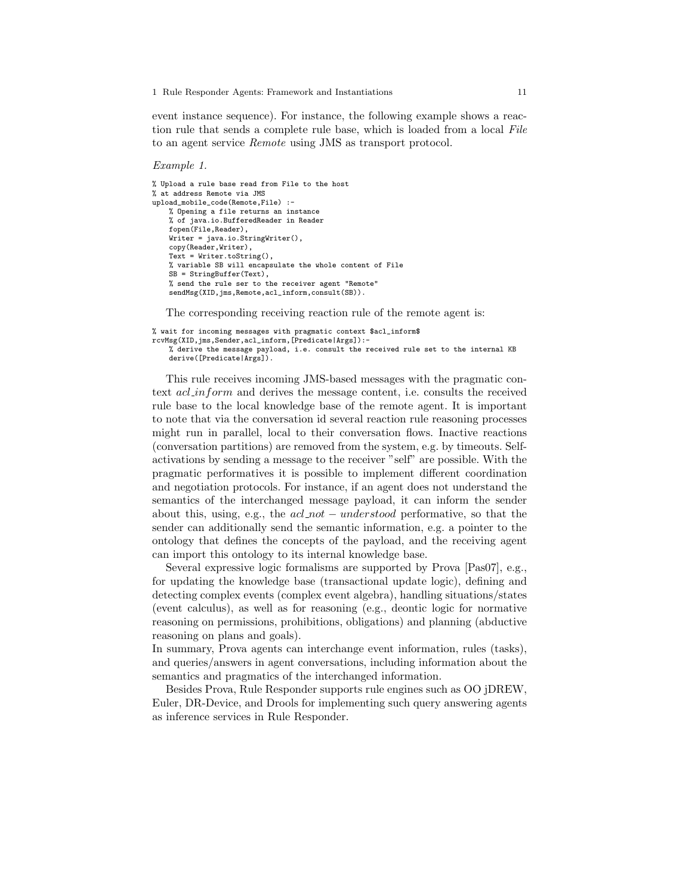event instance sequence). For instance, the following example shows a reaction rule that sends a complete rule base, which is loaded from a local *File* to an agent service *Remote* using JMS as transport protocol.

*Example 1.*

```
% Upload a rule base read from File to the host
% at address Remote via JMS
upload_mobile_code(Remote,File) :-
    % Opening a file returns an instance
    % of java.io.BufferedReader in Reader
    fopen(File,Reader),
    Writer = java.io.StringWriter(),
    copy(Reader,Writer),
    Text = Writer.toString(),
    % variable SB will encapsulate the whole content of File
    SB = StringBuffer(Text),
    % send the rule ser to the receiver agent "Remote"
    sendMsg(XID,jms,Remote,acl_inform,consult(SB)).
```

The corresponding receiving reaction rule of the remote agent is:

```
% wait for incoming messages with pragmatic context $acl_inform$
rcvMsg(XID,jms,Sender,acl_inform,[Predicate|Args]):-
    % derive the message payload, i.e. consult the received rule set to the internal KB
    derive([Predicate|Args]).
```

This rule receives incoming JMS-based messages with the pragmatic context *acl_inform* and derives the message content, i.e. consults the received rule base to the local knowledge base of the remote agent. It is important to note that via the conversation id several reaction rule reasoning processes might run in parallel, local to their conversation flows. Inactive reactions (conversation partitions) are removed from the system, e.g. by timeouts. Self-activations by sending a message to the receiver "self" are possible. With the pragmatic performatives it is possible to implement different coordination and negotiation protocols. For instance, if an agent does not understand the semantics of the interchanged message payload, it can inform the sender about this, using, e.g., the *acl_not − understood* performative, so that the sender can additionally send the semantic information, e.g. a pointer to the ontology that defines the concepts of the payload, and the receiving agent can import this ontology to its internal knowledge base.

Several expressive logic formalisms are supported by Prova [Pas07], e.g., for updating the knowledge base (transactional update logic), defining and detecting complex events (complex event algebra), handling situations/states (event calculus), as well as for reasoning (e.g., deontic logic for normative reasoning on permissions, prohibitions, obligations) and planning (abductive reasoning on plans and goals).
In summary, Prova agents can interchange event information, rules (tasks), and queries/answers in agent conversations, including information about the semantics and pragmatics of the interchanged information.

Besides Prova, Rule Responder supports rule engines such as OO jDREW, Euler, DR-Device, and Drools for implementing such query answering agents as inference services in Rule Responder.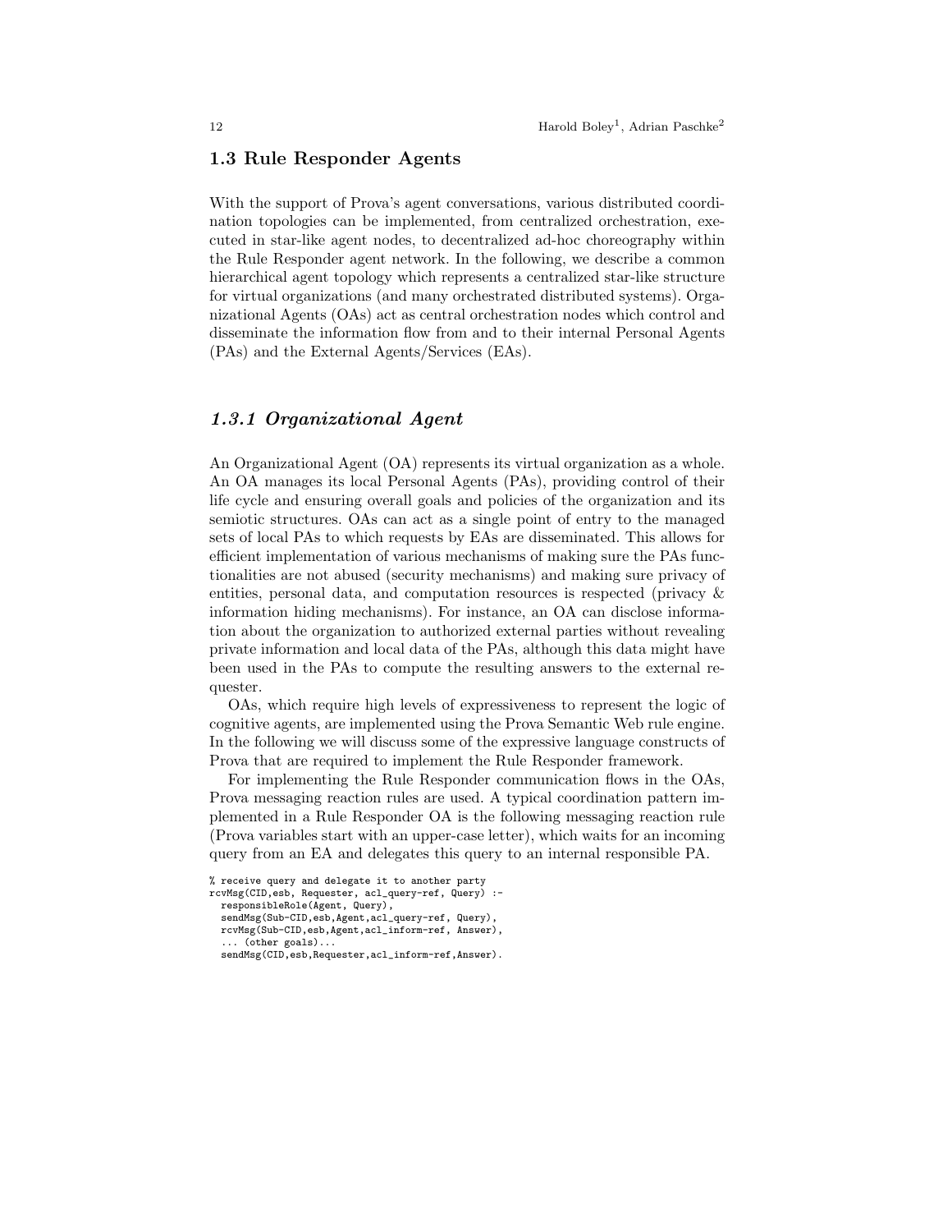### 1.3 Rule Responder Agents

With the support of Prova's agent conversations, various distributed coordination topologies can be implemented, from centralized orchestration, executed in star-like agent nodes, to decentralized ad-hoc choreography within the Rule Responder agent network. In the following, we describe a common hierarchical agent topology which represents a centralized star-like structure for virtual organizations (and many orchestrated distributed systems). Organizational Agents (OAs) act as central orchestration nodes which control and disseminate the information flow from and to their internal Personal Agents (PAs) and the External Agents/Services (EAs).

#### *1.3.1 Organizational Agent*

An Organizational Agent (OA) represents its virtual organization as a whole. An OA manages its local Personal Agents (PAs), providing control of their life cycle and ensuring overall goals and policies of the organization and its semiotic structures. OAs can act as a single point of entry to the managed sets of local PAs to which requests by EAs are disseminated. This allows for efficient implementation of various mechanisms of making sure the PAs functionalities are not abused (security mechanisms) and making sure privacy of entities, personal data, and computation resources is respected (privacy & information hiding mechanisms). For instance, an OA can disclose information about the organization to authorized external parties without revealing private information and local data of the PAs, although this data might have been used in the PAs to compute the resulting answers to the external requester.

OAs, which require high levels of expressiveness to represent the logic of cognitive agents, are implemented using the Prova Semantic Web rule engine. In the following we will discuss some of the expressive language constructs of Prova that are required to implement the Rule Responder framework.

For implementing the Rule Responder communication flows in the OAs, Prova messaging reaction rules are used. A typical coordination pattern implemented in a Rule Responder OA is the following messaging reaction rule (Prova variables start with an upper-case letter), which waits for an incoming query from an EA and delegates this query to an internal responsible PA.

```
% receive query and delegate it to another party
rcvMsg(CID,esb, Requester, acl_query-ref, Query) :-
  responsibleRole(Agent, Query),
  sendMsg(Sub-CID,esb,Agent,acl_query-ref, Query),
  rcvMsg(Sub-CID,esb,Agent,acl_inform-ref, Answer),
  ... (other goals)...
  sendMsg(CID,esb,Requester,acl_inform-ref,Answer).
```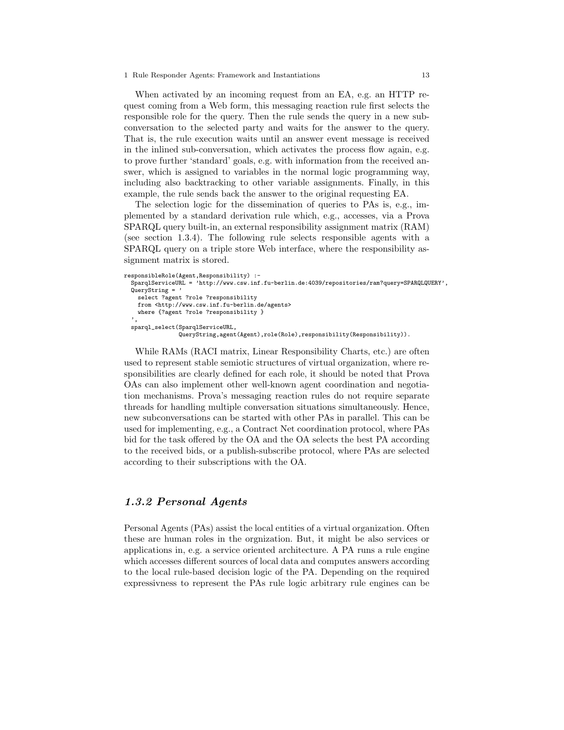When activated by an incoming request from an EA, e.g. an HTTP request coming from a Web form, this messaging reaction rule first selects the responsible role for the query. Then the rule sends the query in a new subconversation to the selected party and waits for the answer to the query. That is, the rule execution waits until an answer event message is received in the inlined sub-conversation, which activates the process flow again, e.g. to prove further 'standard' goals, e.g. with information from the received answer, which is assigned to variables in the normal logic programming way, including also backtracking to other variable assignments. Finally, in this example, the rule sends back the answer to the original requesting EA.

The selection logic for the dissemination of queries to PAs is, e.g., implemented by a standard derivation rule which, e.g., accesses, via a Prova SPARQL query built-in, an external responsibility assignment matrix (RAM) (see section 1.3.4). The following rule selects responsible agents with a SPARQL query on a triple store Web interface, where the responsibility assignment matrix is stored.

```
responsibleRole(Agent,Responsibility) :-
  SparqlServiceURL = 'http://www.csw.inf.fu-berlin.de:4039/repositories/ram?query=SPARQLQUERY',
  QueryString = '
    select ?agent ?role ?responsibility
    from <http://www.csw.inf.fu-berlin.de/agents>
    where {?agent ?role ?responsibility }
  ',
  sparql_select(SparqlServiceURL,
              QueryString,agent(Agent),role(Role),responsibility(Responsibility)).
```

While RAMs (RACI matrix, Linear Responsibility Charts, etc.) are often used to represent stable semiotic structures of virtual organization, where responsibilities are clearly defined for each role, it should be noted that Prova OAs can also implement other well-known agent coordination and negotiation mechanisms. Prova's messaging reaction rules do not require separate threads for handling multiple conversation situations simultaneously. Hence, new subconversations can be started with other PAs in parallel. This can be used for implementing, e.g., a Contract Net coordination protocol, where PAs bid for the task offered by the OA and the OA selects the best PA according to the received bids, or a publish-subscribe protocol, where PAs are selected according to their subscriptions with the OA.

### *1.3.2 Personal Agents*

Personal Agents (PAs) assist the local entities of a virtual organization. Often these are human roles in the orgnization. But, it might be also services or applications in, e.g. a service oriented architecture. A PA runs a rule engine which accesses different sources of local data and computes answers according to the local rule-based decision logic of the PA. Depending on the required expressivness to represent the PAs rule logic arbitrary rule engines can be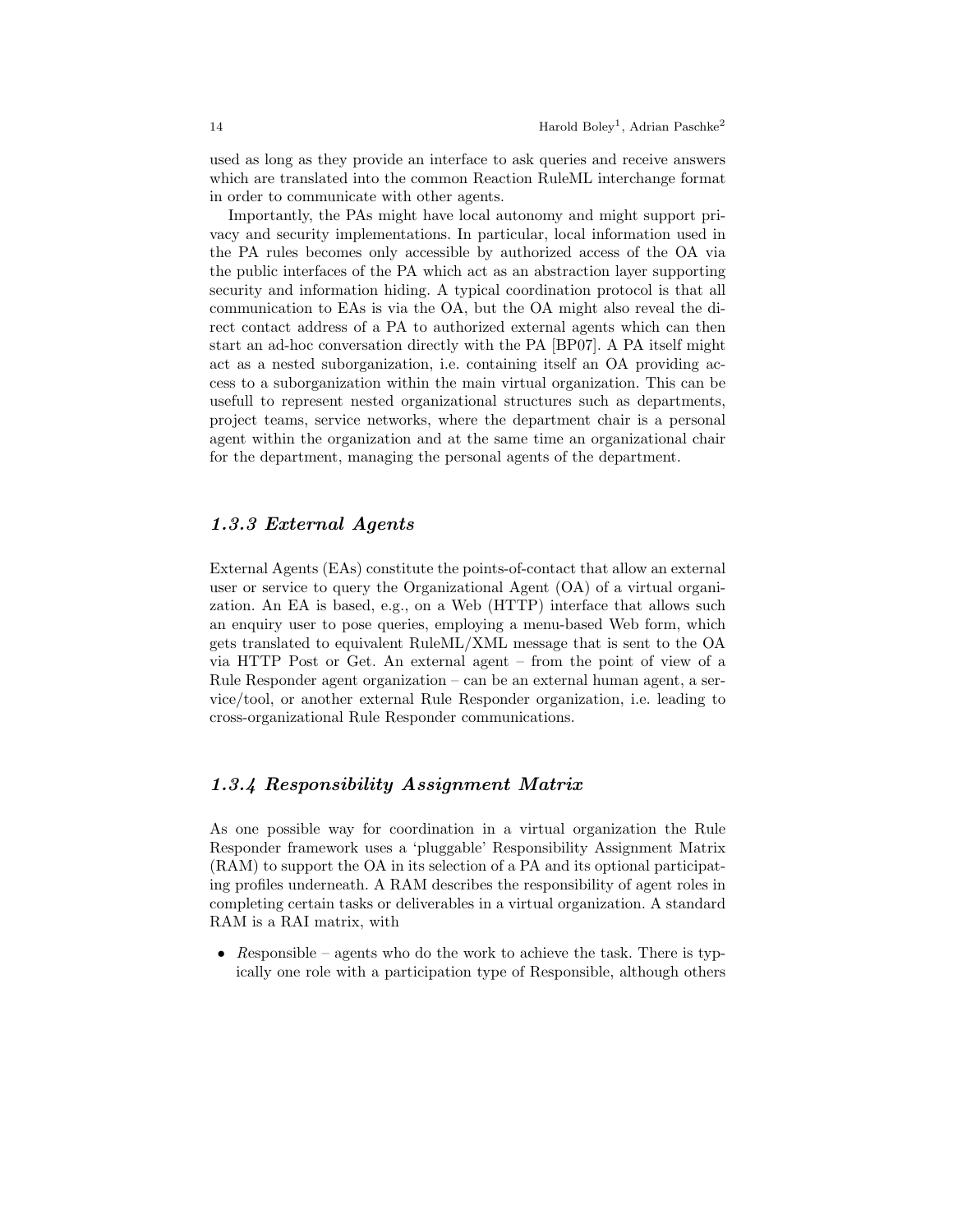used as long as they provide an interface to ask queries and receive answers which are translated into the common Reaction RuleML interchange format in order to communicate with other agents.

Importantly, the PAs might have local autonomy and might support privacy and security implementations. In particular, local information used in the PA rules becomes only accessible by authorized access of the OA via the public interfaces of the PA which act as an abstraction layer supporting security and information hiding. A typical coordination protocol is that all communication to EAs is via the OA, but the OA might also reveal the direct contact address of a PA to authorized external agents which can then start an ad-hoc conversation directly with the PA [BP07]. A PA itself might act as a nested suborganization, i.e. containing itself an OA providing access to a suborganization within the main virtual organization. This can be usefull to represent nested organizational structures such as departments, project teams, service networks, where the department chair is a personal agent within the organization and at the same time an organizational chair for the department, managing the personal agents of the department.

### *1.3.3 External Agents*

External Agents (EAs) constitute the points-of-contact that allow an external user or service to query the Organizational Agent (OA) of a virtual organization. An EA is based, e.g., on a Web (HTTP) interface that allows such an enquiry user to pose queries, employing a menu-based Web form, which gets translated to equivalent RuleML/XML message that is sent to the OA via HTTP Post or Get. An external agent – from the point of view of a Rule Responder agent organization – can be an external human agent, a service/tool, or another external Rule Responder organization, i.e. leading to cross-organizational Rule Responder communications.

### *1.3.4 Responsibility Assignment Matrix*

As one possible way for coordination in a virtual organization the Rule Responder framework uses a 'pluggable' Responsibility Assignment Matrix (RAM) to support the OA in its selection of a PA and its optional participating profiles underneath. A RAM describes the responsibility of agent roles in completing certain tasks or deliverables in a virtual organization. A standard RAM is a RAI matrix, with

- *R*esponsible – agents who do the work to achieve the task. There is typically one role with a participation type of Responsible, although others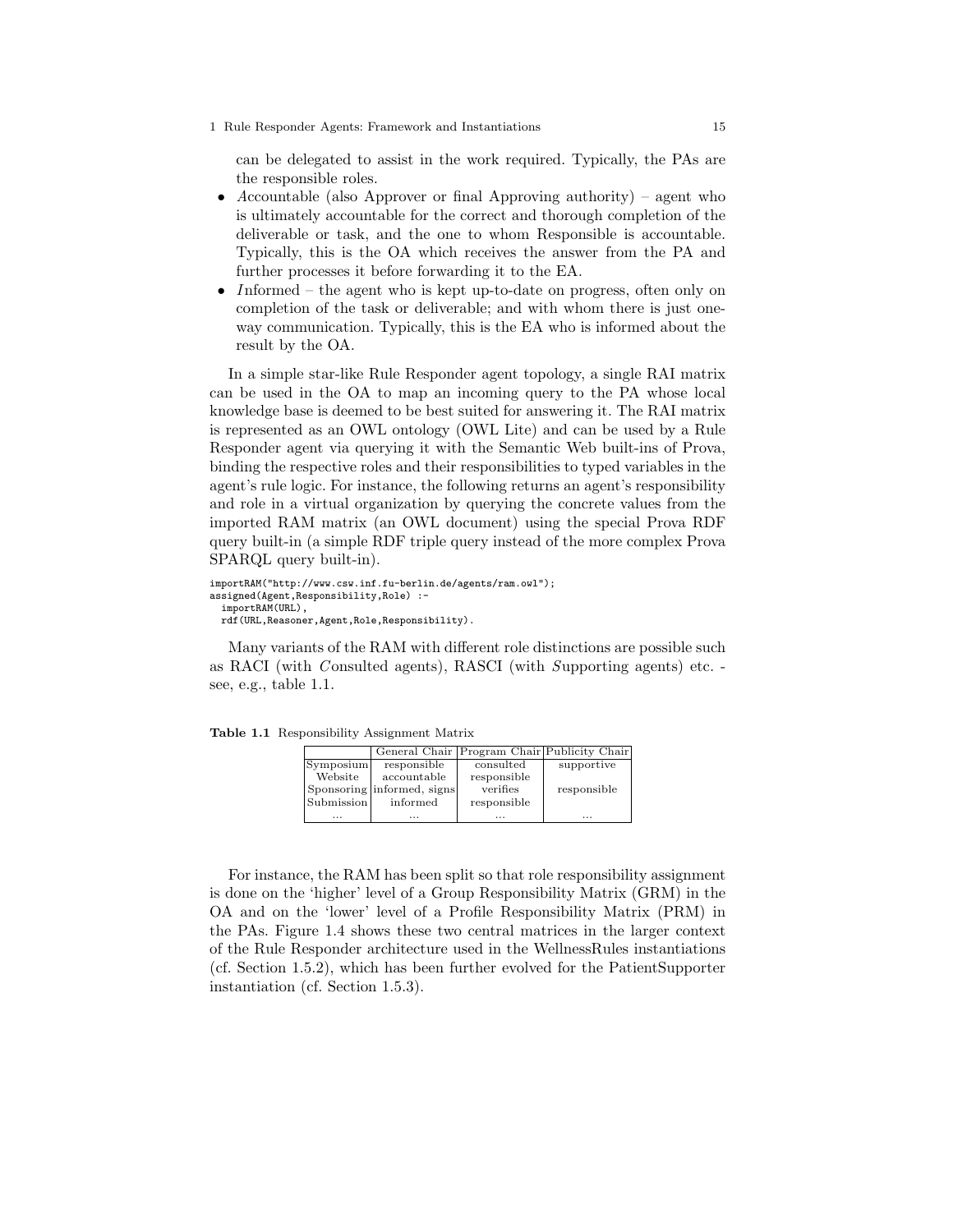can be delegated to assist in the work required. Typically, the PAs are the responsible roles.

- *A*ccountable (also Approver or final Approving authority) – agent who is ultimately accountable for the correct and thorough completion of the deliverable or task, and the one to whom Responsible is accountable. Typically, this is the OA which receives the answer from the PA and further processes it before forwarding it to the EA.
- *I*nformed – the agent who is kept up-to-date on progress, often only on completion of the task or deliverable; and with whom there is just one-way communication. Typically, this is the EA who is informed about the result by the OA.

In a simple star-like Rule Responder agent topology, a single RAI matrix can be used in the OA to map an incoming query to the PA whose local knowledge base is deemed to be best suited for answering it. The RAI matrix is represented as an OWL ontology (OWL Lite) and can be used by a Rule Responder agent via querying it with the Semantic Web built-ins of Prova, binding the respective roles and their responsibilities to typed variables in the agent's rule logic. For instance, the following returns an agent's responsibility and role in a virtual organization by querying the concrete values from the imported RAM matrix (an OWL document) using the special Prova RDF query built-in (a simple RDF triple query instead of the more complex Prova SPARQL query built-in).

```
importRAM("http://www.csw.inf.fu-berlin.de/agents/ram.owl");
assigned(Agent,Responsibility,Role) :-
  importRAM(URL),
  rdf(URL,Reasoner,Agent,Role,Responsibility).
```

Many variants of the RAM with different role distinctions are possible such as RACI (with *C*onsulted agents), RASCI (with *S*upporting agents) etc. - see, e.g., table 1.1.

**Table 1.1** Responsibility Assignment Matrix

| | General Chair | Program Chair | Publicity Chair |
|---|---|---|---|
| Symposium | responsible | consulted | supportive |
| Website | accountable | responsible | |
| Sponsoring | informed, signs | verifies | responsible |
| Submission | informed | responsible | |
| ... | ... | ... | ... |

For instance, the RAM has been split so that role responsibility assignment is done on the 'higher' level of a Group Responsibility Matrix (GRM) in the OA and on the 'lower' level of a Profile Responsibility Matrix (PRM) in the PAs. Figure 1.4 shows these two central matrices in the larger context of the Rule Responder architecture used in the WellnessRules instantiations (cf. Section 1.5.2), which has been further evolved for the PatientSupporter instantiation (cf. Section 1.5.3).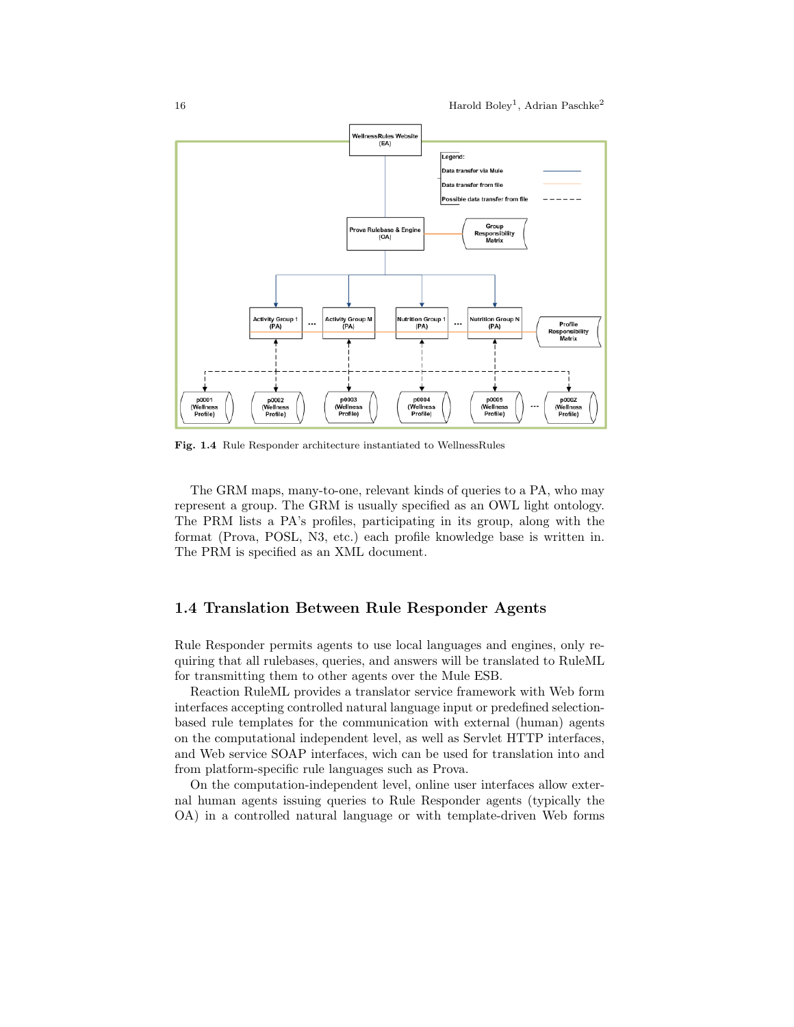**Fig. 1.4** Rule Responder architecture instantiated to WellnessRules

The GRM maps, many-to-one, relevant kinds of queries to a PA, who may represent a group. The GRM is usually specified as an OWL light ontology. The PRM lists a PA's profiles, participating in its group, along with the format (Prova, POSL, N3, etc.) each profile knowledge base is written in. The PRM is specified as an XML document.

## 1.4 Translation Between Rule Responder Agents

Rule Responder permits agents to use local languages and engines, only requiring that all rulebases, queries, and answers will be translated to RuleML for transmitting them to other agents over the Mule ESB.

Reaction RuleML provides a translator service framework with Web form interfaces accepting controlled natural language input or predefined selection-based rule templates for the communication with external (human) agents on the computational independent level, as well as Servlet HTTP interfaces, and Web service SOAP interfaces, wich can be used for translation into and from platform-specific rule languages such as Prova.

On the computation-independent level, online user interfaces allow external human agents issuing queries to Rule Responder agents (typically the OA) in a controlled natural language or with template-driven Web forms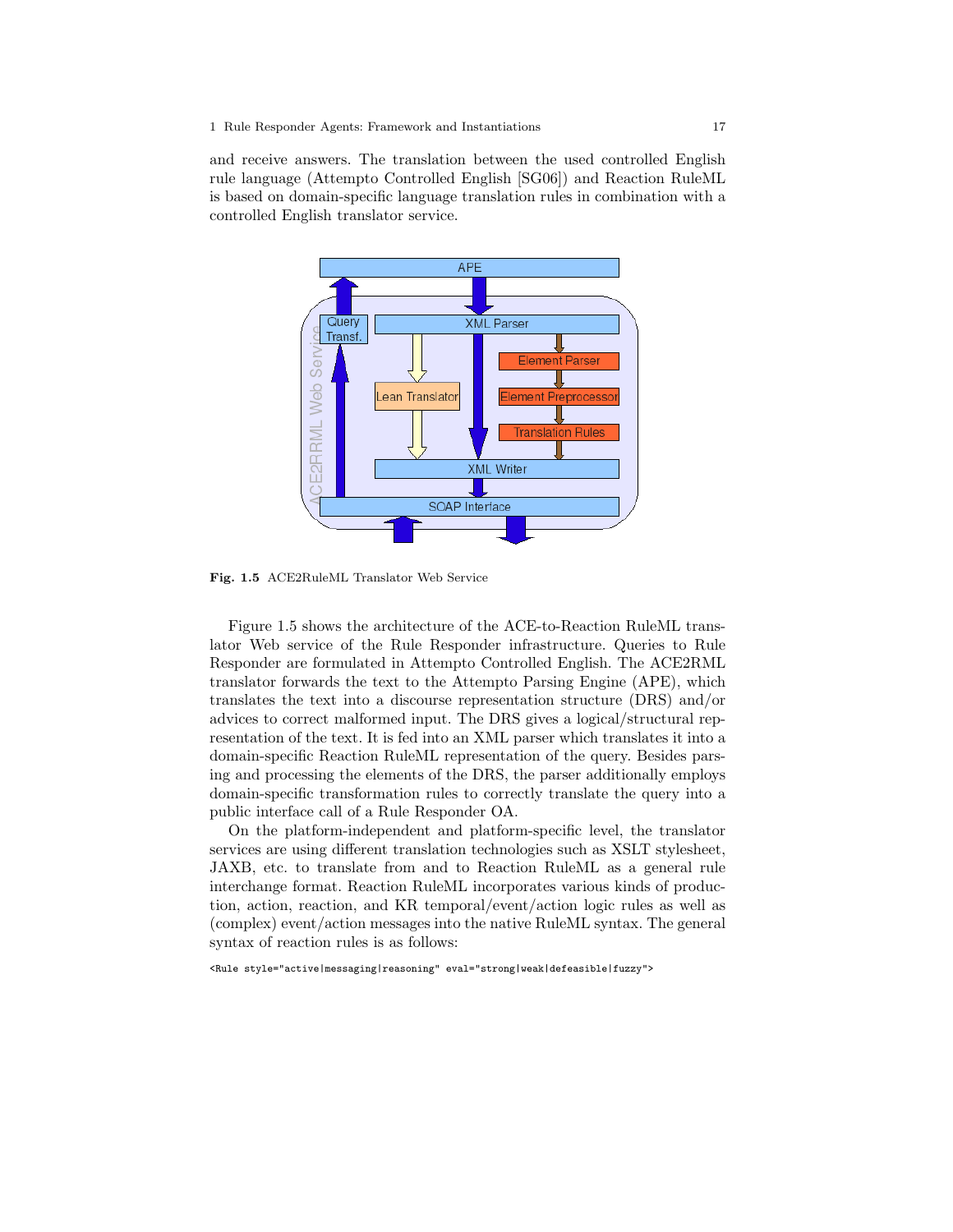and receive answers. The translation between the used controlled English rule language (Attempto Controlled English [SG06]) and Reaction RuleML is based on domain-specific language translation rules in combination with a controlled English translator service.

**Fig. 1.5** ACE2RuleML Translator Web Service

Figure 1.5 shows the architecture of the ACE-to-Reaction RuleML translator Web service of the Rule Responder infrastructure. Queries to Rule Responder are formulated in Attempto Controlled English. The ACE2RML translator forwards the text to the Attempto Parsing Engine (APE), which translates the text into a discourse representation structure (DRS) and/or advices to correct malformed input. The DRS gives a logical/structural representation of the text. It is fed into an XML parser which translates it into a domain-specific Reaction RuleML representation of the query. Besides parsing and processing the elements of the DRS, the parser additionally employs domain-specific transformation rules to correctly translate the query into a public interface call of a Rule Responder OA.

On the platform-independent and platform-specific level, the translator services are using different translation technologies such as XSLT stylesheet, JAXB, etc. to translate from and to Reaction RuleML as a general rule interchange format. Reaction RuleML incorporates various kinds of production, action, reaction, and KR temporal/event/action logic rules as well as (complex) event/action messages into the native RuleML syntax. The general syntax of reaction rules is as follows:

```
<Rule style="active|messaging|reasoning" eval="strong|weak|defeasible|fuzzy">
```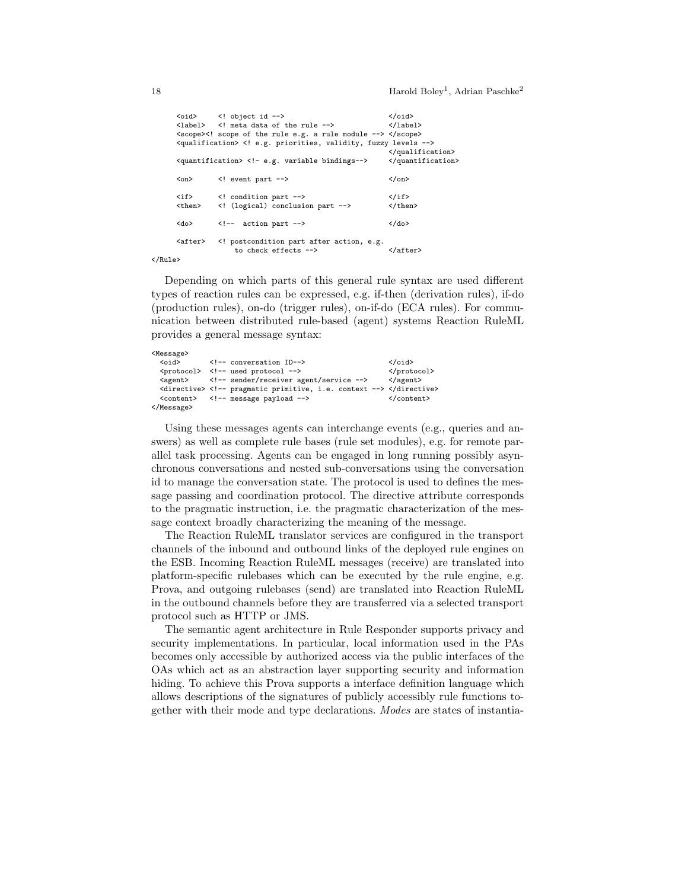```
      <oid>     <! object id -->                          </oid>
      <label>   <! meta data of the rule -->              </label>
      <scope><! scope of the rule e.g. a rule module --> </scope>
      <qualification> <! e.g. priorities, validity, fuzzy levels -->
                                                          </qualification>
      <quantification> <!- e.g. variable bindings-->     </quantification>

      <on>      <! event part -->                         </on>

      <if>      <! condition part -->                     </if>
      <then>    <! (logical) conclusion part -->          </then>

      <do>      <!--  action part -->                     </do>

      <after>   <! postcondition part after action, e.g.
                    to check effects -->                  </after>
</Rule>
```

Depending on which parts of this general rule syntax are used different types of reaction rules can be expressed, e.g. if-then (derivation rules), if-do (production rules), on-do (trigger rules), on-if-do (ECA rules). For communication between distributed rule-based (agent) systems Reaction RuleML provides a general message syntax:

```
<Message>
  <oid>       <!-- conversation ID-->                     </oid>
  <protocol>  <!-- used protocol -->                      </protocol>
  <agent>     <!-- sender/receiver agent/service -->      </agent>
  <directive> <!-- pragmatic primitive, i.e. context --> </directive>
  <content>   <!-- message payload -->                    </content>
</Message>
```

Using these messages agents can interchange events (e.g., queries and answers) as well as complete rule bases (rule set modules), e.g. for remote parallel task processing. Agents can be engaged in long running possibly asynchronous conversations and nested sub-conversations using the conversation id to manage the conversation state. The protocol is used to defines the message passing and coordination protocol. The directive attribute corresponds to the pragmatic instruction, i.e. the pragmatic characterization of the message context broadly characterizing the meaning of the message.

The Reaction RuleML translator services are configured in the transport channels of the inbound and outbound links of the deployed rule engines on the ESB. Incoming Reaction RuleML messages (receive) are translated into platform-specific rulebases which can be executed by the rule engine, e.g. Prova, and outgoing rulebases (send) are translated into Reaction RuleML in the outbound channels before they are transferred via a selected transport protocol such as HTTP or JMS.

The semantic agent architecture in Rule Responder supports privacy and security implementations. In particular, local information used in the PAs becomes only accessible by authorized access via the public interfaces of the OAs which act as an abstraction layer supporting security and information hiding. To achieve this Prova supports a interface definition language which allows descriptions of the signatures of publicly accessibly rule functions together with their mode and type declarations. *Modes* are states of instantia-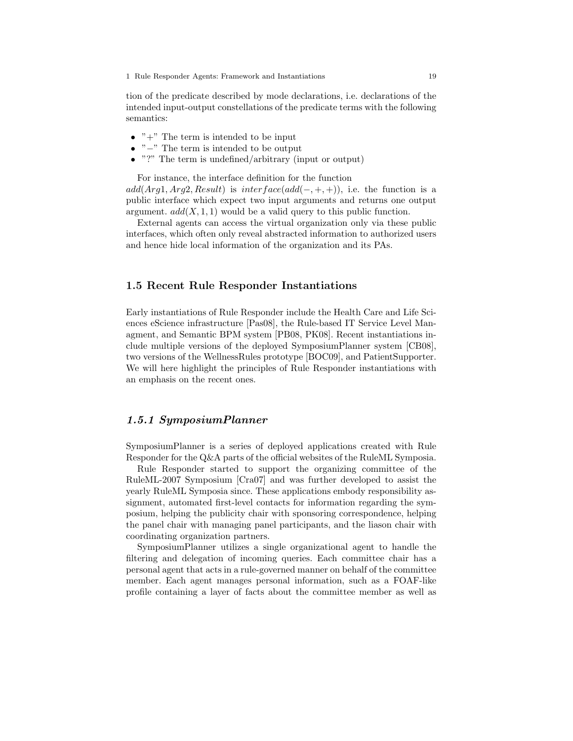tion of the predicate described by mode declarations, i.e. declarations of the intended input-output constellations of the predicate terms with the following semantics:

- "+" The term is intended to be input
- "−" The term is intended to be output
- "?" The term is undefined/arbitrary (input or output)

For instance, the interface definition for the function $add(Arg1, Arg2, Result)$ is $interface(add(-, +, +))$, i.e. the function is a public interface which expect two input arguments and returns one output argument. $add(X, 1, 1)$ would be a valid query to this public function.

External agents can access the virtual organization only via these public interfaces, which often only reveal abstracted information to authorized users and hence hide local information of the organization and its PAs.

## 1.5 Recent Rule Responder Instantiations

Early instantiations of Rule Responder include the Health Care and Life Sciences eScience infrastructure [Pas08], the Rule-based IT Service Level Managment, and Semantic BPM system [PB08, PK08]. Recent instantiations include multiple versions of the deployed SymposiumPlanner system [CB08], two versions of the WellnessRules prototype [BOC09], and PatientSupporter. We will here highlight the principles of Rule Responder instantiations with an emphasis on the recent ones.

### *1.5.1 SymposiumPlanner*

SymposiumPlanner is a series of deployed applications created with Rule Responder for the Q&A parts of the official websites of the RuleML Symposia.

Rule Responder started to support the organizing committee of the RuleML-2007 Symposium [Cra07] and was further developed to assist the yearly RuleML Symposia since. These applications embody responsibility assignment, automated first-level contacts for information regarding the symposium, helping the publicity chair with sponsoring correspondence, helping the panel chair with managing panel participants, and the liason chair with coordinating organization partners.

SymposiumPlanner utilizes a single organizational agent to handle the filtering and delegation of incoming queries. Each committee chair has a personal agent that acts in a rule-governed manner on behalf of the committee member. Each agent manages personal information, such as a FOAF-like profile containing a layer of facts about the committee member as well as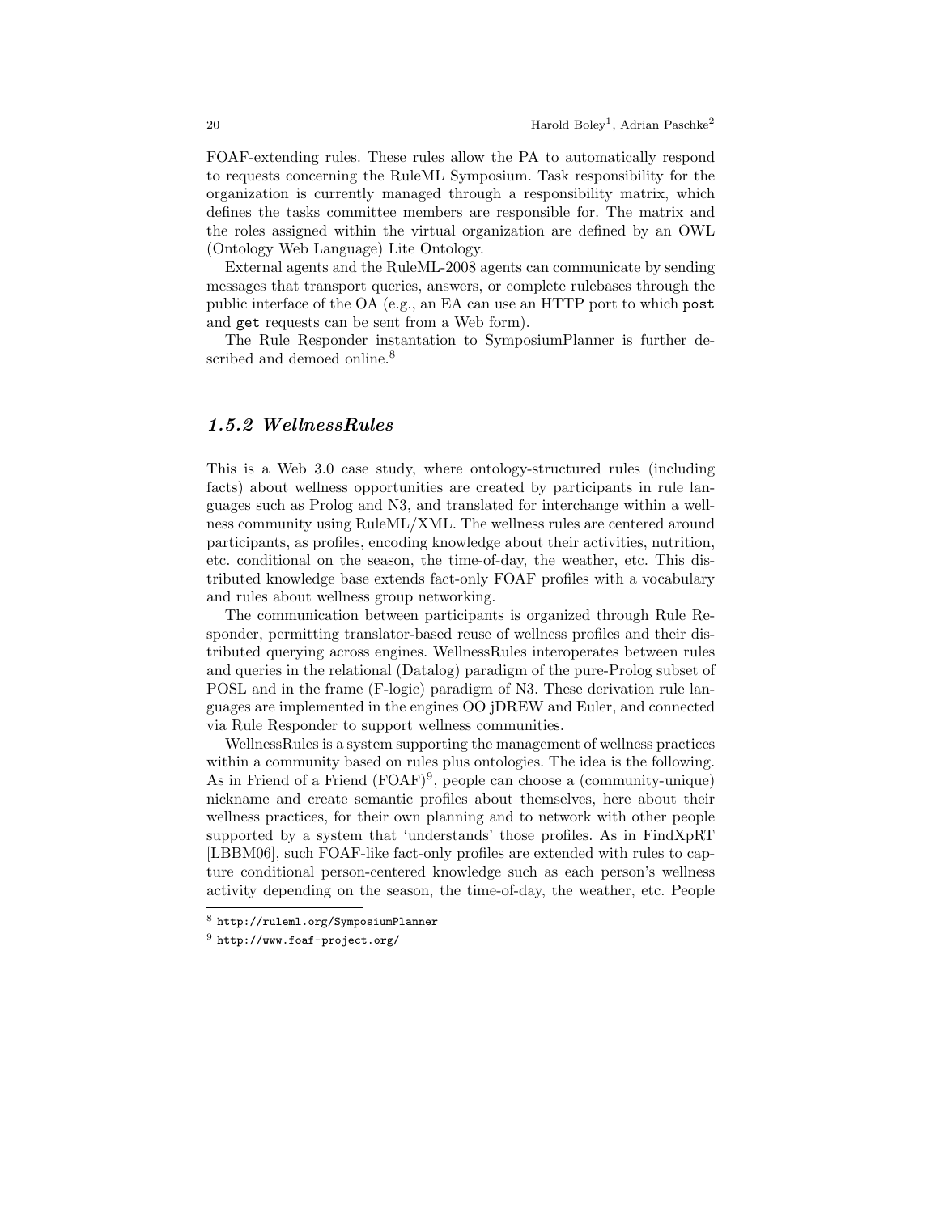FOAF-extending rules. These rules allow the PA to automatically respond to requests concerning the RuleML Symposium. Task responsibility for the organization is currently managed through a responsibility matrix, which defines the tasks committee members are responsible for. The matrix and the roles assigned within the virtual organization are defined by an OWL (Ontology Web Language) Lite Ontology.

External agents and the RuleML-2008 agents can communicate by sending messages that transport queries, answers, or complete rulebases through the public interface of the OA (e.g., an EA can use an HTTP port to which `post` and `get` requests can be sent from a Web form).

The Rule Responder instantation to SymposiumPlanner is further described and demoed online.[8]

### 1.5.2 WellnessRules

This is a Web 3.0 case study, where ontology-structured rules (including facts) about wellness opportunities are created by participants in rule languages such as Prolog and N3, and translated for interchange within a wellness community using RuleML/XML. The wellness rules are centered around participants, as profiles, encoding knowledge about their activities, nutrition, etc. conditional on the season, the time-of-day, the weather, etc. This distributed knowledge base extends fact-only FOAF profiles with a vocabulary and rules about wellness group networking.

The communication between participants is organized through Rule Responder, permitting translator-based reuse of wellness profiles and their distributed querying across engines. WellnessRules interoperates between rules and queries in the relational (Datalog) paradigm of the pure-Prolog subset of POSL and in the frame (F-logic) paradigm of N3. These derivation rule languages are implemented in the engines OO jDREW and Euler, and connected via Rule Responder to support wellness communities.

WellnessRules is a system supporting the management of wellness practices within a community based on rules plus ontologies. The idea is the following. As in Friend of a Friend (FOAF)[9], people can choose a (community-unique) nickname and create semantic profiles about themselves, here about their wellness practices, for their own planning and to network with other people supported by a system that 'understands' those profiles. As in FindXpRT [LBBM06], such FOAF-like fact-only profiles are extended with rules to capture conditional person-centered knowledge such as each person's wellness activity depending on the season, the time-of-day, the weather, etc. People

[8] `http://ruleml.org/SymposiumPlanner`

[9] `http://www.foaf-project.org/`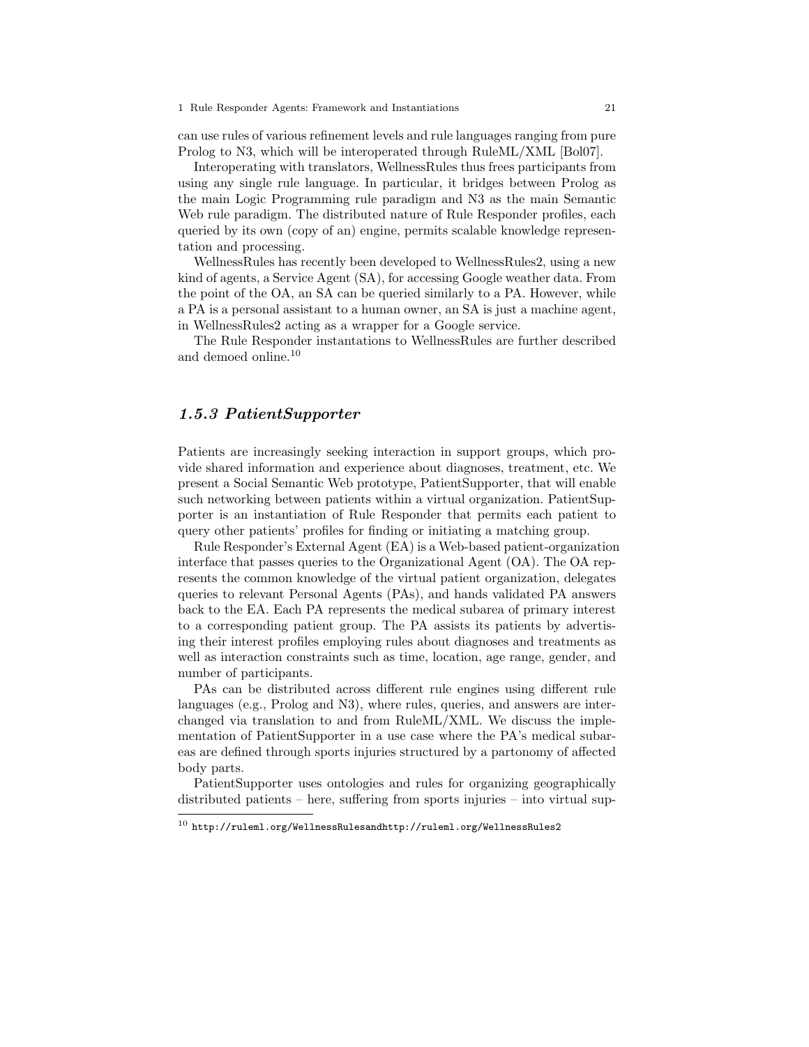can use rules of various refinement levels and rule languages ranging from pure Prolog to N3, which will be interoperated through RuleML/XML [Bol07].

Interoperating with translators, WellnessRules thus frees participants from using any single rule language. In particular, it bridges between Prolog as the main Logic Programming rule paradigm and N3 as the main Semantic Web rule paradigm. The distributed nature of Rule Responder profiles, each queried by its own (copy of an) engine, permits scalable knowledge representation and processing.

WellnessRules has recently been developed to WellnessRules2, using a new kind of agents, a Service Agent (SA), for accessing Google weather data. From the point of the OA, an SA can be queried similarly to a PA. However, while a PA is a personal assistant to a human owner, an SA is just a machine agent, in WellnessRules2 acting as a wrapper for a Google service.

The Rule Responder instantations to WellnessRules are further described and demoed online.[10]

### *1.5.3 PatientSupporter*

Patients are increasingly seeking interaction in support groups, which provide shared information and experience about diagnoses, treatment, etc. We present a Social Semantic Web prototype, PatientSupporter, that will enable such networking between patients within a virtual organization. PatientSupporter is an instantiation of Rule Responder that permits each patient to query other patients' profiles for finding or initiating a matching group.

Rule Responder's External Agent (EA) is a Web-based patient-organization interface that passes queries to the Organizational Agent (OA). The OA represents the common knowledge of the virtual patient organization, delegates queries to relevant Personal Agents (PAs), and hands validated PA answers back to the EA. Each PA represents the medical subarea of primary interest to a corresponding patient group. The PA assists its patients by advertising their interest profiles employing rules about diagnoses and treatments as well as interaction constraints such as time, location, age range, gender, and number of participants.

PAs can be distributed across different rule engines using different rule languages (e.g., Prolog and N3), where rules, queries, and answers are interchanged via translation to and from RuleML/XML. We discuss the implementation of PatientSupporter in a use case where the PA's medical subareas are defined through sports injuries structured by a partonomy of affected body parts.

PatientSupporter uses ontologies and rules for organizing geographically distributed patients – here, suffering from sports injuries – into virtual sup-

[10] http://ruleml.org/WellnessRulesandhttp://ruleml.org/WellnessRules2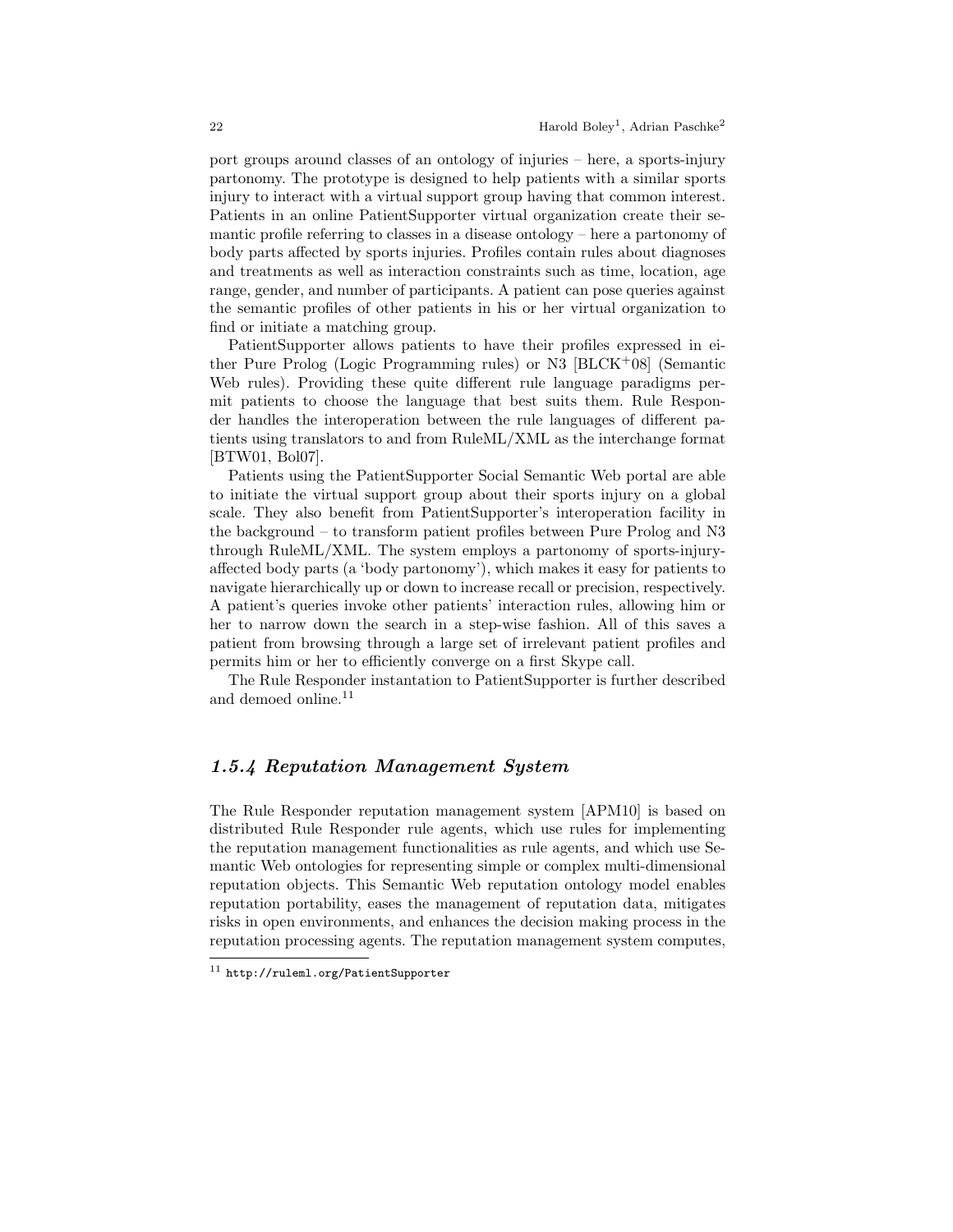port groups around classes of an ontology of injuries – here, a sports-injury partonomy. The prototype is designed to help patients with a similar sports injury to interact with a virtual support group having that common interest. Patients in an online PatientSupporter virtual organization create their semantic profile referring to classes in a disease ontology – here a partonomy of body parts affected by sports injuries. Profiles contain rules about diagnoses and treatments as well as interaction constraints such as time, location, age range, gender, and number of participants. A patient can pose queries against the semantic profiles of other patients in his or her virtual organization to find or initiate a matching group.

PatientSupporter allows patients to have their profiles expressed in either Pure Prolog (Logic Programming rules) or N3 [BLCK+08] (Semantic Web rules). Providing these quite different rule language paradigms permit patients to choose the language that best suits them. Rule Responder handles the interoperation between the rule languages of different patients using translators to and from RuleML/XML as the interchange format [BTW01, Bol07].

Patients using the PatientSupporter Social Semantic Web portal are able to initiate the virtual support group about their sports injury on a global scale. They also benefit from PatientSupporter's interoperation facility in the background – to transform patient profiles between Pure Prolog and N3 through RuleML/XML. The system employs a partonomy of sports-injury-affected body parts (a 'body partonomy'), which makes it easy for patients to navigate hierarchically up or down to increase recall or precision, respectively. A patient's queries invoke other patients' interaction rules, allowing him or her to narrow down the search in a step-wise fashion. All of this saves a patient from browsing through a large set of irrelevant patient profiles and permits him or her to efficiently converge on a first Skype call.

The Rule Responder instantation to PatientSupporter is further described and demoed online.[11]

### 1.5.4 Reputation Management System

The Rule Responder reputation management system [APM10] is based on distributed Rule Responder rule agents, which use rules for implementing the reputation management functionalities as rule agents, and which use Semantic Web ontologies for representing simple or complex multi-dimensional reputation objects. This Semantic Web reputation ontology model enables reputation portability, eases the management of reputation data, mitigates risks in open environments, and enhances the decision making process in the reputation processing agents. The reputation management system computes,

[11] http://ruleml.org/PatientSupporter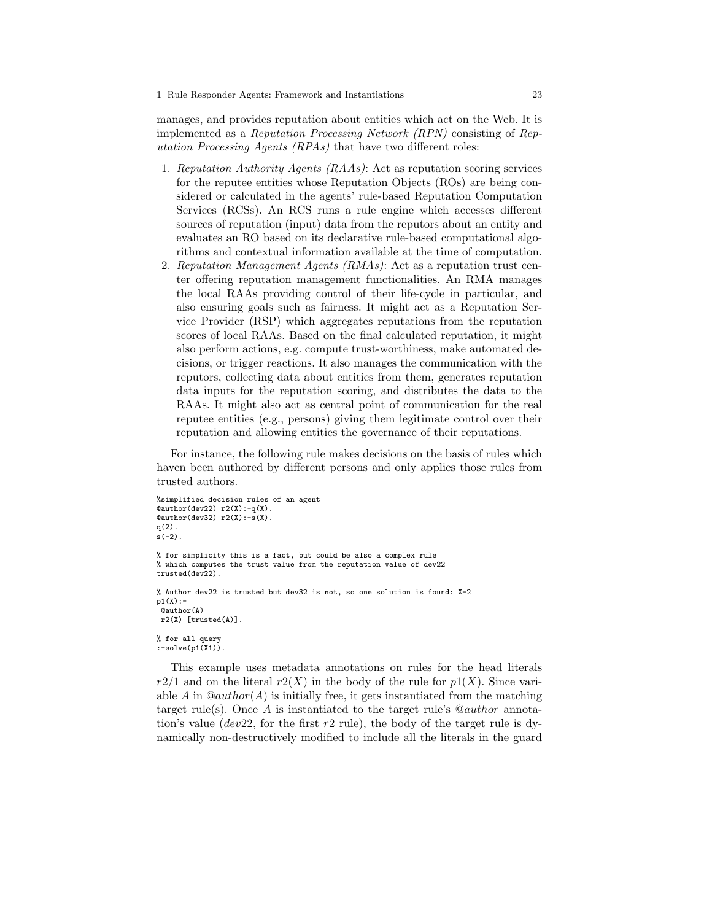manages, and provides reputation about entities which act on the Web. It is implemented as a *Reputation Processing Network (RPN)* consisting of *Reputation Processing Agents (RPAs)* that have two different roles:

1. *Reputation Authority Agents (RAAs)*: Act as reputation scoring services for the reputee entities whose Reputation Objects (ROs) are being considered or calculated in the agents' rule-based Reputation Computation Services (RCSs). An RCS runs a rule engine which accesses different sources of reputation (input) data from the reputors about an entity and evaluates an RO based on its declarative rule-based computational algorithms and contextual information available at the time of computation.
2. *Reputation Management Agents (RMAs)*: Act as a reputation trust center offering reputation management functionalities. An RMA manages the local RAAs providing control of their life-cycle in particular, and also ensuring goals such as fairness. It might act as a Reputation Service Provider (RSP) which aggregates reputations from the reputation scores of local RAAs. Based on the final calculated reputation, it might also perform actions, e.g. compute trust-worthiness, make automated decisions, or trigger reactions. It also manages the communication with the reputors, collecting data about entities from them, generates reputation data inputs for the reputation scoring, and distributes the data to the RAAs. It might also act as central point of communication for the real reputee entities (e.g., persons) giving them legitimate control over their reputation and allowing entities the governance of their reputations.

For instance, the following rule makes decisions on the basis of rules which haven been authored by different persons and only applies those rules from trusted authors.

```
%simplified decision rules of an agent
@author(dev22) r2(X):-q(X).
@author(dev32) r2(X):-s(X).
q(2).
s(-2).

% for simplicity this is a fact, but could be also a complex rule
% which computes the trust value from the reputation value of dev22
trusted(dev22).

% Author dev22 is trusted but dev32 is not, so one solution is found: X=2
p1(X):-
 @author(A)
 r2(X) [trusted(A)].

% for all query
:-solve(p1(X1)).
```

This example uses metadata annotations on rules for the head literals $r2/1$ and on the literal $r2(X)$ in the body of the rule for $p1(X)$. Since variable $A$ in $@author(A)$ is initially free, it gets instantiated from the matching target rule(s). Once $A$ is instantiated to the target rule's $@author$ annotation's value ($dev22$, for the first $r2$ rule), the body of the target rule is dynamically non-destructively modified to include all the literals in the guard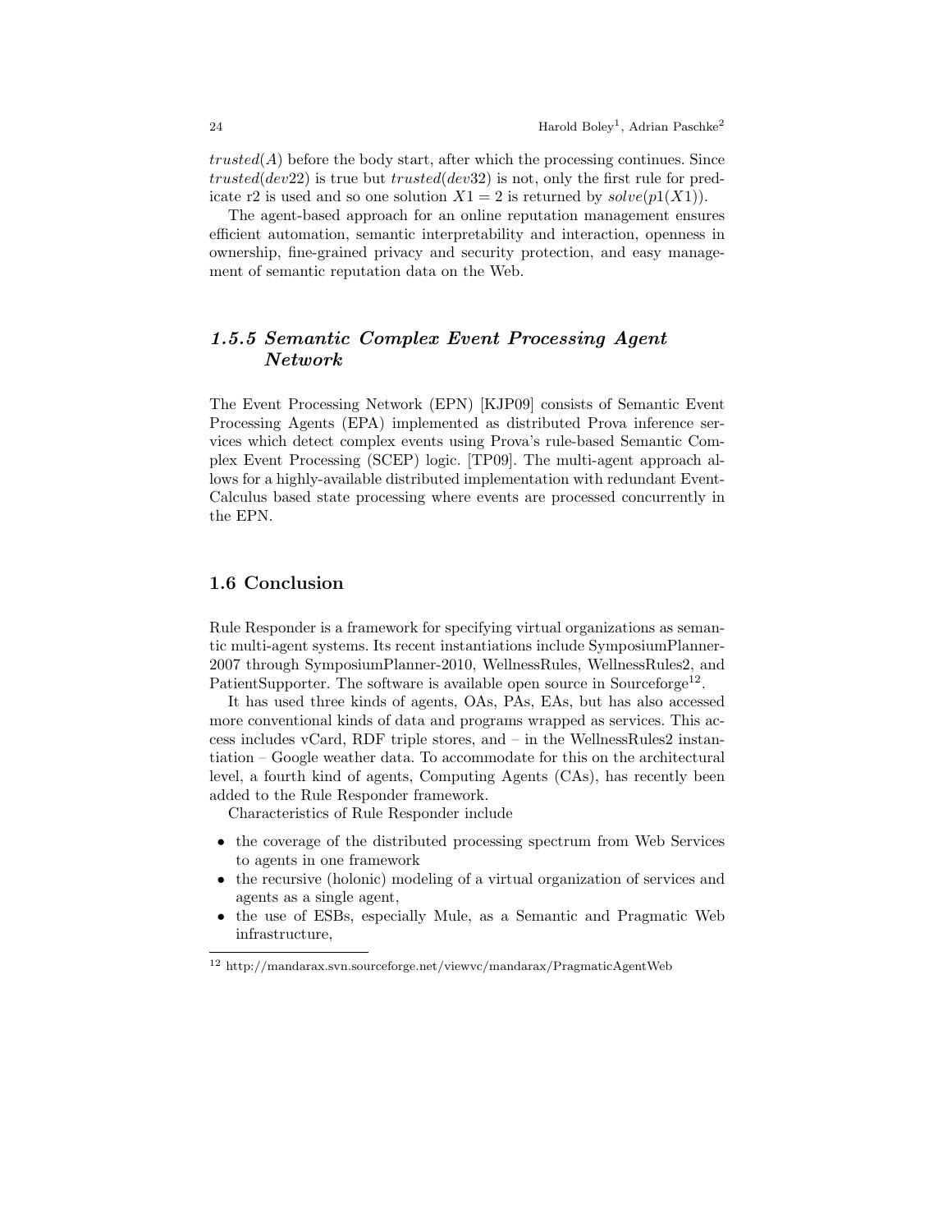$trusted(A)$ before the body start, after which the processing continues. Since $trusted(dev22)$ is true but $trusted(dev32)$ is not, only the first rule for predicate r2 is used and so one solution $X1 = 2$ is returned by $solve(p1(X1))$.

The agent-based approach for an online reputation management ensures efficient automation, semantic interpretability and interaction, openness in ownership, fine-grained privacy and security protection, and easy management of semantic reputation data on the Web.

### *1.5.5 Semantic Complex Event Processing Agent Network*

The Event Processing Network (EPN) [KJP09] consists of Semantic Event Processing Agents (EPA) implemented as distributed Prova inference services which detect complex events using Prova's rule-based Semantic Complex Event Processing (SCEP) logic. [TP09]. The multi-agent approach allows for a highly-available distributed implementation with redundant Event-Calculus based state processing where events are processed concurrently in the EPN.

## 1.6 Conclusion

Rule Responder is a framework for specifying virtual organizations as semantic multi-agent systems. Its recent instantiations include SymposiumPlanner-2007 through SymposiumPlanner-2010, WellnessRules, WellnessRules2, and PatientSupporter. The software is available open source in Sourceforge[12].

It has used three kinds of agents, OAs, PAs, EAs, but has also accessed more conventional kinds of data and programs wrapped as services. This access includes vCard, RDF triple stores, and – in the WellnessRules2 instantiation – Google weather data. To accommodate for this on the architectural level, a fourth kind of agents, Computing Agents (CAs), has recently been added to the Rule Responder framework.

Characteristics of Rule Responder include

- the coverage of the distributed processing spectrum from Web Services to agents in one framework
- the recursive (holonic) modeling of a virtual organization of services and agents as a single agent,
- the use of ESBs, especially Mule, as a Semantic and Pragmatic Web infrastructure,

[12] http://mandarax.svn.sourceforge.net/viewvc/mandarax/PragmaticAgentWeb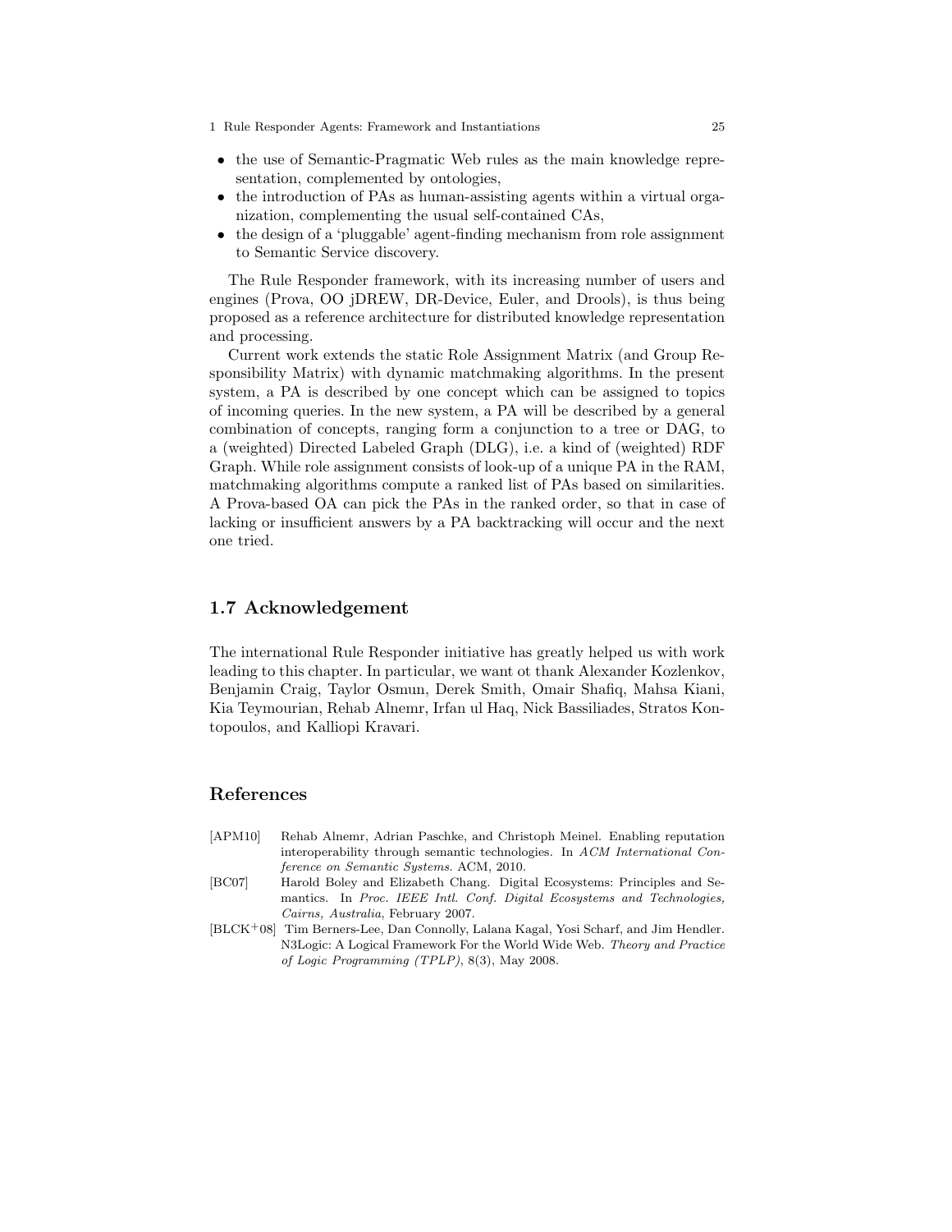- the use of Semantic-Pragmatic Web rules as the main knowledge representation, complemented by ontologies,
- the introduction of PAs as human-assisting agents within a virtual organization, complementing the usual self-contained CAs,
- the design of a 'pluggable' agent-finding mechanism from role assignment to Semantic Service discovery.

The Rule Responder framework, with its increasing number of users and engines (Prova, OO jDREW, DR-Device, Euler, and Drools), is thus being proposed as a reference architecture for distributed knowledge representation and processing.

Current work extends the static Role Assignment Matrix (and Group Responsibility Matrix) with dynamic matchmaking algorithms. In the present system, a PA is described by one concept which can be assigned to topics of incoming queries. In the new system, a PA will be described by a general combination of concepts, ranging form a conjunction to a tree or DAG, to a (weighted) Directed Labeled Graph (DLG), i.e. a kind of (weighted) RDF Graph. While role assignment consists of look-up of a unique PA in the RAM, matchmaking algorithms compute a ranked list of PAs based on similarities. A Prova-based OA can pick the PAs in the ranked order, so that in case of lacking or insufficient answers by a PA backtracking will occur and the next one tried.

## 1.7 Acknowledgement

The international Rule Responder initiative has greatly helped us with work leading to this chapter. In particular, we want ot thank Alexander Kozlenkov, Benjamin Craig, Taylor Osmun, Derek Smith, Omair Shafiq, Mahsa Kiani, Kia Teymourian, Rehab Alnemr, Irfan ul Haq, Nick Bassiliades, Stratos Kontopoulos, and Kalliopi Kravari.

## References

[APM10] Rehab Alnemr, Adrian Paschke, and Christoph Meinel. Enabling reputation interoperability through semantic technologies. In *ACM International Conference on Semantic Systems*. ACM, 2010.

[BC07] Harold Boley and Elizabeth Chang. Digital Ecosystems: Principles and Semantics. In *Proc. IEEE Intl. Conf. Digital Ecosystems and Technologies, Cairns, Australia*, February 2007.

[BLCK+08] Tim Berners-Lee, Dan Connolly, Lalana Kagal, Yosi Scharf, and Jim Hendler. N3Logic: A Logical Framework For the World Wide Web. *Theory and Practice of Logic Programming (TPLP)*, 8(3), May 2008.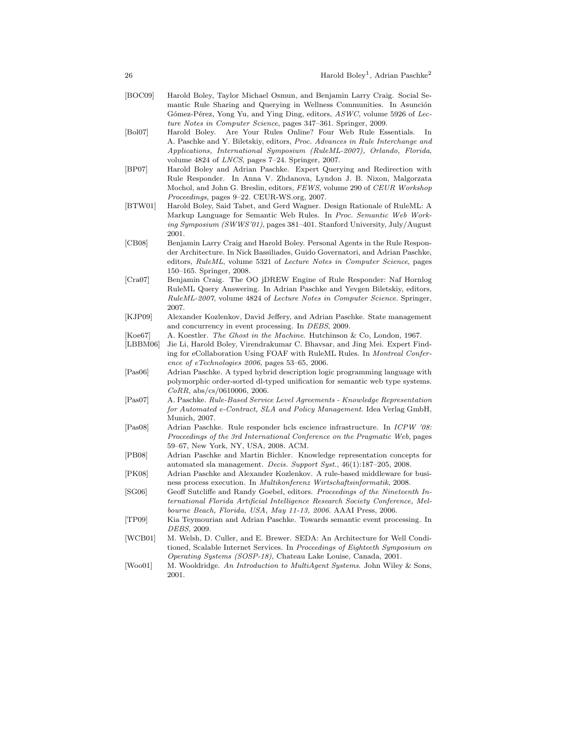[BOC09] Harold Boley, Taylor Michael Osmun, and Benjamin Larry Craig. Social Semantic Rule Sharing and Querying in Wellness Communities. In Asunción Gómez-Pérez, Yong Yu, and Ying Ding, editors, *ASWC*, volume 5926 of *Lecture Notes in Computer Science*, pages 347–361. Springer, 2009.

[Bol07] Harold Boley. Are Your Rules Online? Four Web Rule Essentials. In A. Paschke and Y. Biletskiy, editors, *Proc. Advances in Rule Interchange and Applications, International Symposium (RuleML-2007), Orlando, Florida*, volume 4824 of *LNCS*, pages 7–24. Springer, 2007.

[BP07] Harold Boley and Adrian Paschke. Expert Querying and Redirection with Rule Responder. In Anna V. Zhdanova, Lyndon J. B. Nixon, Malgorzata Mochol, and John G. Breslin, editors, *FEWS*, volume 290 of *CEUR Workshop Proceedings*, pages 9–22. CEUR-WS.org, 2007.

[BTW01] Harold Boley, Said Tabet, and Gerd Wagner. Design Rationale of RuleML: A Markup Language for Semantic Web Rules. In *Proc. Semantic Web Working Symposium (SWWS'01)*, pages 381–401. Stanford University, July/August 2001.

[CB08] Benjamin Larry Craig and Harold Boley. Personal Agents in the Rule Responder Architecture. In Nick Bassiliades, Guido Governatori, and Adrian Paschke, editors, *RuleML*, volume 5321 of *Lecture Notes in Computer Science*, pages 150–165. Springer, 2008.

[Cra07] Benjamin Craig. The OO jDREW Engine of Rule Responder: Naf Hornlog RuleML Query Answering. In Adrian Paschke and Yevgen Biletskiy, editors, *RuleML-2007*, volume 4824 of *Lecture Notes in Computer Science*. Springer, 2007.

[KJP09] Alexander Kozlenkov, David Jeffery, and Adrian Paschke. State management and concurrency in event processing. In *DEBS*, 2009.

[Koe67] A. Koestler. *The Ghost in the Machine*. Hutchinson & Co, London, 1967.

[LBBM06] Jie Li, Harold Boley, Virendrakumar C. Bhavsar, and Jing Mei. Expert Finding for eCollaboration Using FOAF with RuleML Rules. In *Montreal Conference of eTechnologies 2006*, pages 53–65, 2006.

[Pas06] Adrian Paschke. A typed hybrid description logic programming language with polymorphic order-sorted dl-typed unification for semantic web type systems. *CoRR*, abs/cs/0610006, 2006.

[Pas07] A. Paschke. *Rule-Based Service Level Agreements - Knowledge Representation for Automated e-Contract, SLA and Policy Management*. Idea Verlag GmbH, Munich, 2007.

[Pas08] Adrian Paschke. Rule responder hcls escience infrastructure. In *ICPW '08: Proceedings of the 3rd International Conference on the Pragmatic Web*, pages 59–67, New York, NY, USA, 2008. ACM.

[PB08] Adrian Paschke and Martin Bichler. Knowledge representation concepts for automated sla management. *Decis. Support Syst.*, 46(1):187–205, 2008.

[PK08] Adrian Paschke and Alexander Kozlenkov. A rule-based middleware for business process execution. In *Multikonferenz Wirtschaftsinformatik*, 2008.

[SG06] Geoff Sutcliffe and Randy Goebel, editors. *Proceedings of the Nineteenth International Florida Artificial Intelligence Research Society Conference, Melbourne Beach, Florida, USA, May 11-13, 2006*. AAAI Press, 2006.

[TP09] Kia Teymourian and Adrian Paschke. Towards semantic event processing. In *DEBS*, 2009.

[WCB01] M. Welsh, D. Culler, and E. Brewer. SEDA: An Architecture for Well Conditioned, Scalable Internet Services. In *Proceedings of Eighteeth Symposium on Operating Systems (SOSP-18)*, Chateau Lake Louise, Canada, 2001.

[Woo01] M. Wooldridge. *An Introduction to MultiAgent Systems*. John Wiley & Sons, 2001.